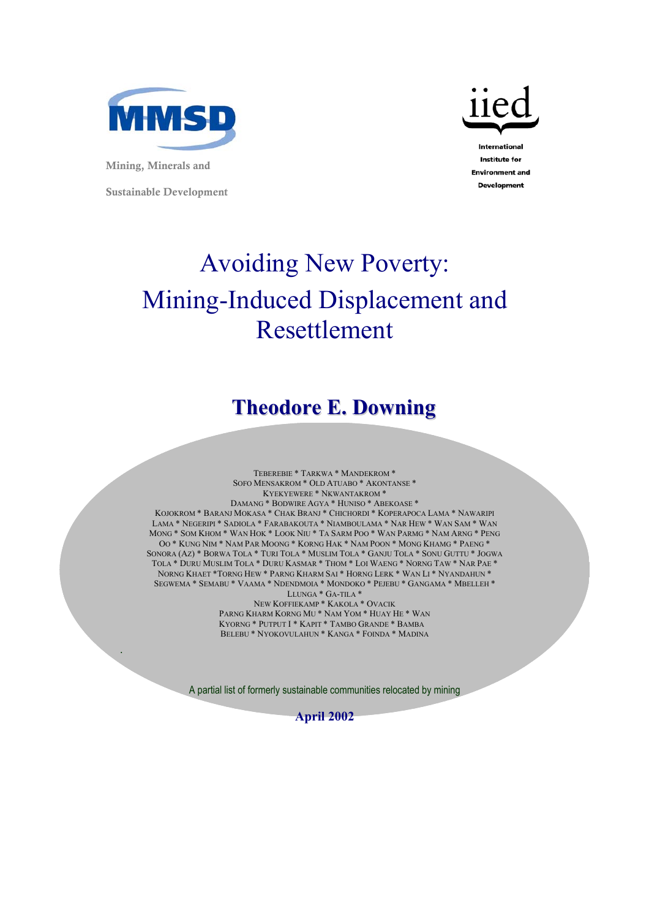MMSD

Mining, Minerals and Sustainable Development

iied

International Institute for Environment and Development

# Avoiding New Poverty: Mining-Induced Displacement and Resettlement

## Theodore E. Downing

TEBEREBIE * TARKWA * MANDEKROM * SOFO MENSAKROM * OLD ATUABO * AKONTANSE * KYEKYEWERE * NKWANTAKROM * DAMANG * BODWIRE AGYA * HUNISO * ABEKOASE * KOJOKROM * BARANJ MOKASA * CHAK BRANJ * CHICHORDI * KOPERAPOCA LAMA * NAWARIPI LAMA * NEGERIPI * SADIOLA * FARABAKOUTA * NIAMBOULAMA * NAR HEW * WAN SAM * WAN MONG * SOM KHOM * WAN HOK * LOOK NIU * TA SARM POO * WAN PARMG * NAM ARNG * PENG OO * KUNG NIM * NAM PAR MOONG * KORNG HAK * NAM POON * MONG KHAMG * PAENG * SONORA (AZ) * BORWA TOLA * TURI TOLA * MUSLIM TOLA * GANJU TOLA * SONU GUTTU * JOGWA TOLA * DURU MUSLIM TOLA * DURU KASMAR * THOM * LOI WAENG * NORNG TAW * NAR PAE * NORNG KHAET *TORNG HEW * PARNG KHARM SAI * HORNG LERK * WAN LI * NYANDAHUN * SEGWEMA * SEMABU * VAAMA * NDENDMOIA * MONDOKO * PEJEBU * GANGAMA * MBELLEH * LLUNGA * GA-TILA * NEW KOFFIEKAMP * KAKOLA * OVACIK PARNG KHARM KORNG MU * NAM YOM * HUAY HE * WAN KYORNG * PUTPUT I * KAPIT * TAMBO GRANDE * BAMBA BELEBU * NYOKOVULAHUN * KANGA * FOINDA * MADINA

A partial list of formerly sustainable communities relocated by mining

**April 2002**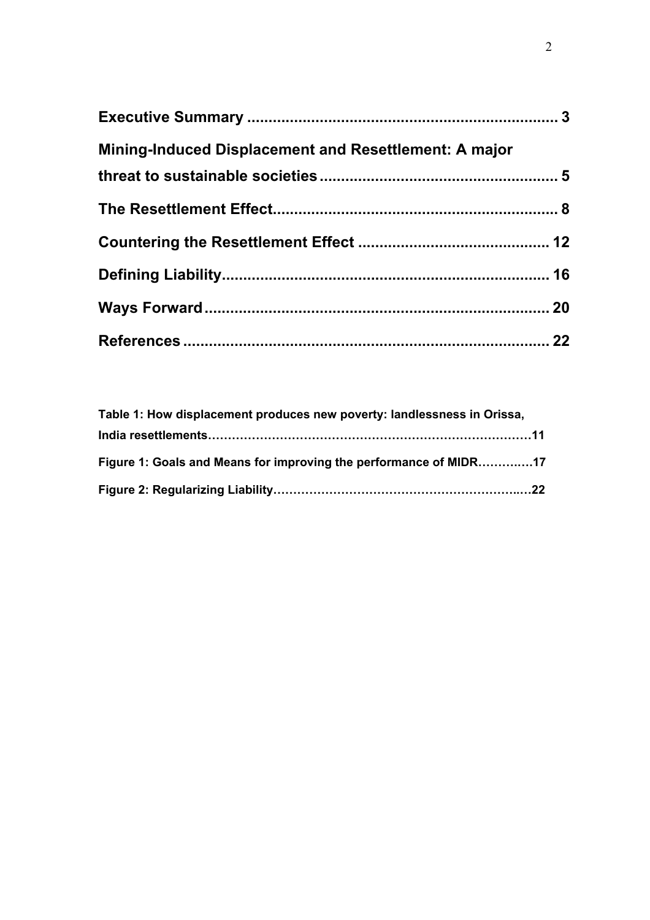**Executive Summary** ........................................................................ 3

**Mining-Induced Displacement and Resettlement: A major threat to sustainable societies** ........................................................ 5

**The Resettlement Effect** .................................................................. 8

**Countering the Resettlement Effect** ............................................ 12

**Defining Liability** ........................................................................... 16

**Ways Forward** ................................................................................ 20

**References** ..................................................................................... 22

**Table 1: How displacement produces new poverty: landlessness in Orissa, India resettlements**……………………………………………………………………11

**Figure 1: Goals and Means for improving the performance of MIDR**………..…17

**Figure 2: Regularizing Liability**…………………………………………………..…22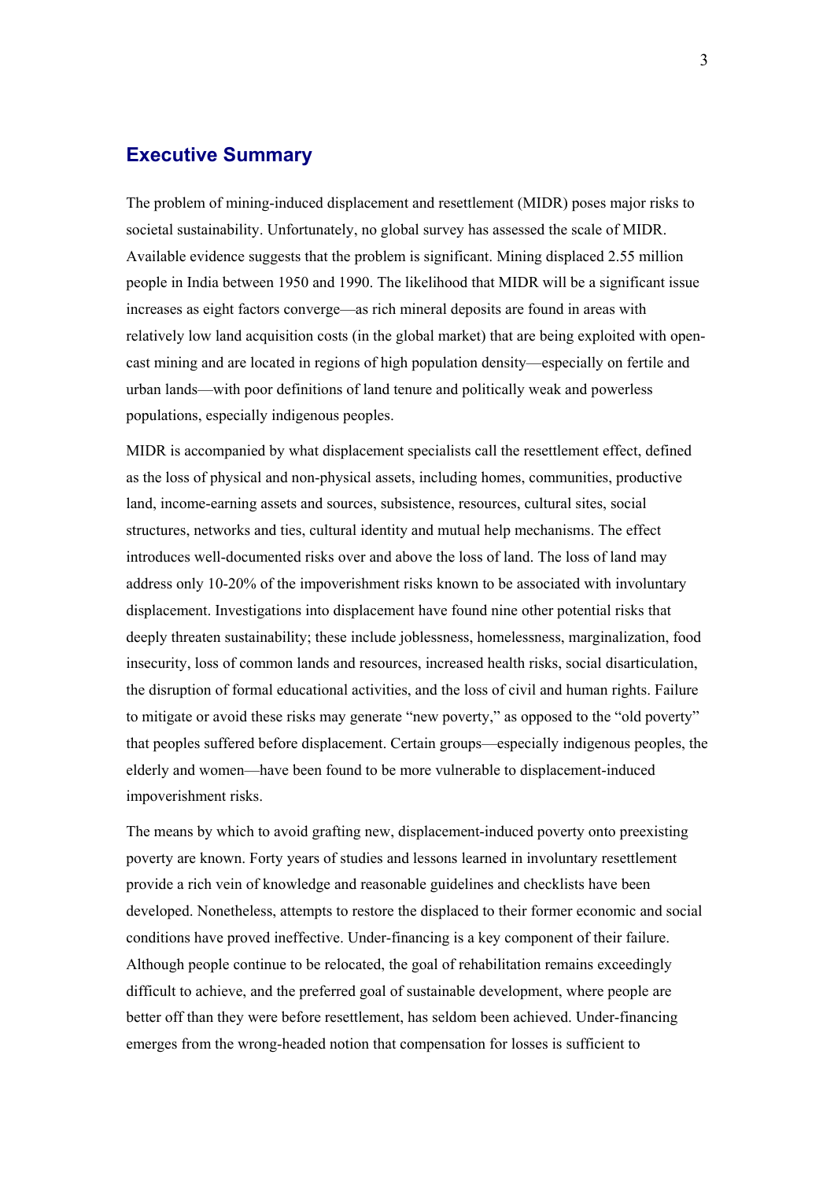## Executive Summary

The problem of mining-induced displacement and resettlement (MIDR) poses major risks to societal sustainability. Unfortunately, no global survey has assessed the scale of MIDR. Available evidence suggests that the problem is significant. Mining displaced 2.55 million people in India between 1950 and 1990. The likelihood that MIDR will be a significant issue increases as eight factors converge—as rich mineral deposits are found in areas with relatively low land acquisition costs (in the global market) that are being exploited with open-cast mining and are located in regions of high population density—especially on fertile and urban lands—with poor definitions of land tenure and politically weak and powerless populations, especially indigenous peoples.

MIDR is accompanied by what displacement specialists call the resettlement effect, defined as the loss of physical and non-physical assets, including homes, communities, productive land, income-earning assets and sources, subsistence, resources, cultural sites, social structures, networks and ties, cultural identity and mutual help mechanisms. The effect introduces well-documented risks over and above the loss of land. The loss of land may address only 10-20% of the impoverishment risks known to be associated with involuntary displacement. Investigations into displacement have found nine other potential risks that deeply threaten sustainability; these include joblessness, homelessness, marginalization, food insecurity, loss of common lands and resources, increased health risks, social disarticulation, the disruption of formal educational activities, and the loss of civil and human rights. Failure to mitigate or avoid these risks may generate "new poverty," as opposed to the "old poverty" that peoples suffered before displacement. Certain groups—especially indigenous peoples, the elderly and women—have been found to be more vulnerable to displacement-induced impoverishment risks.

The means by which to avoid grafting new, displacement-induced poverty onto preexisting poverty are known. Forty years of studies and lessons learned in involuntary resettlement provide a rich vein of knowledge and reasonable guidelines and checklists have been developed. Nonetheless, attempts to restore the displaced to their former economic and social conditions have proved ineffective. Under-financing is a key component of their failure. Although people continue to be relocated, the goal of rehabilitation remains exceedingly difficult to achieve, and the preferred goal of sustainable development, where people are better off than they were before resettlement, has seldom been achieved. Under-financing emerges from the wrong-headed notion that compensation for losses is sufficient to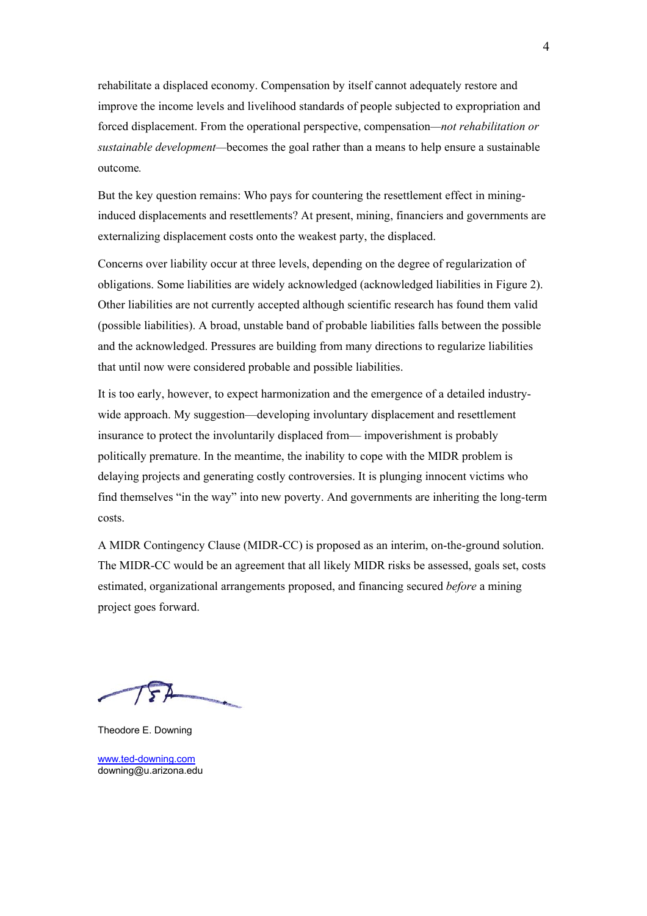rehabilitate a displaced economy. Compensation by itself cannot adequately restore and improve the income levels and livelihood standards of people subjected to expropriation and forced displacement. From the operational perspective, compensation—*not rehabilitation or sustainable development*—becomes the goal rather than a means to help ensure a sustainable outcome*.*

But the key question remains: Who pays for countering the resettlement effect in mining-induced displacements and resettlements? At present, mining, financiers and governments are externalizing displacement costs onto the weakest party, the displaced.

Concerns over liability occur at three levels, depending on the degree of regularization of obligations. Some liabilities are widely acknowledged (acknowledged liabilities in Figure 2). Other liabilities are not currently accepted although scientific research has found them valid (possible liabilities). A broad, unstable band of probable liabilities falls between the possible and the acknowledged. Pressures are building from many directions to regularize liabilities that until now were considered probable and possible liabilities.

It is too early, however, to expect harmonization and the emergence of a detailed industry-wide approach. My suggestion—developing involuntary displacement and resettlement insurance to protect the involuntarily displaced from— impoverishment is probably politically premature. In the meantime, the inability to cope with the MIDR problem is delaying projects and generating costly controversies. It is plunging innocent victims who find themselves "in the way" into new poverty. And governments are inheriting the long-term costs.

A MIDR Contingency Clause (MIDR-CC) is proposed as an interim, on-the-ground solution. The MIDR-CC would be an agreement that all likely MIDR risks be assessed, goals set, costs estimated, organizational arrangements proposed, and financing secured *before* a mining project goes forward.

Theodore E. Downing

www.ted-downing.com
downing@u.arizona.edu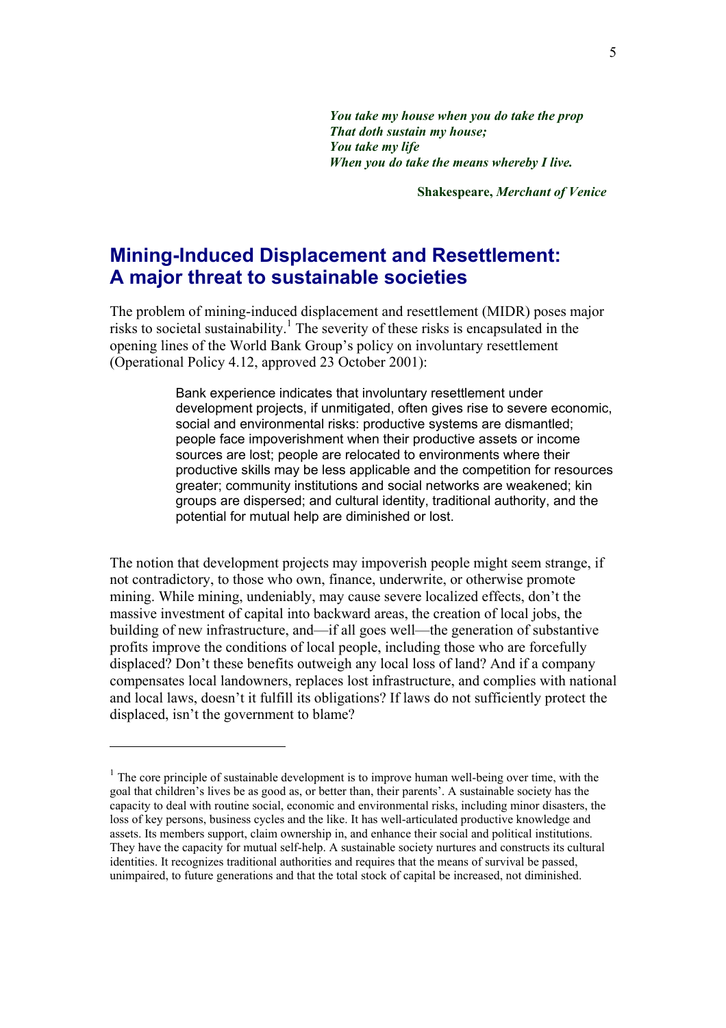> ***You take my house when you do take the prop***
> ***That doth sustain my house;***
> ***You take my life***
> ***When you do take the means whereby I live.***
>
> **Shakespeare, *Merchant of Venice***

## Mining-Induced Displacement and Resettlement: A major threat to sustainable societies

The problem of mining-induced displacement and resettlement (MIDR) poses major risks to societal sustainability.[1] The severity of these risks is encapsulated in the opening lines of the World Bank Group's policy on involuntary resettlement (Operational Policy 4.12, approved 23 October 2001):

> Bank experience indicates that involuntary resettlement under development projects, if unmitigated, often gives rise to severe economic, social and environmental risks: productive systems are dismantled; people face impoverishment when their productive assets or income sources are lost; people are relocated to environments where their productive skills may be less applicable and the competition for resources greater; community institutions and social networks are weakened; kin groups are dispersed; and cultural identity, traditional authority, and the potential for mutual help are diminished or lost.

The notion that development projects may impoverish people might seem strange, if not contradictory, to those who own, finance, underwrite, or otherwise promote mining. While mining, undeniably, may cause severe localized effects, don't the massive investment of capital into backward areas, the creation of local jobs, the building of new infrastructure, and—if all goes well—the generation of substantive profits improve the conditions of local people, including those who are forcefully displaced? Don't these benefits outweigh any local loss of land? And if a company compensates local landowners, replaces lost infrastructure, and complies with national and local laws, doesn't it fulfill its obligations? If laws do not sufficiently protect the displaced, isn't the government to blame?

---

[1] The core principle of sustainable development is to improve human well-being over time, with the goal that children's lives be as good as, or better than, their parents'. A sustainable society has the capacity to deal with routine social, economic and environmental risks, including minor disasters, the loss of key persons, business cycles and the like. It has well-articulated productive knowledge and assets. Its members support, claim ownership in, and enhance their social and political institutions. They have the capacity for mutual self-help. A sustainable society nurtures and constructs its cultural identities. It recognizes traditional authorities and requires that the means of survival be passed, unimpaired, to future generations and that the total stock of capital be increased, not diminished.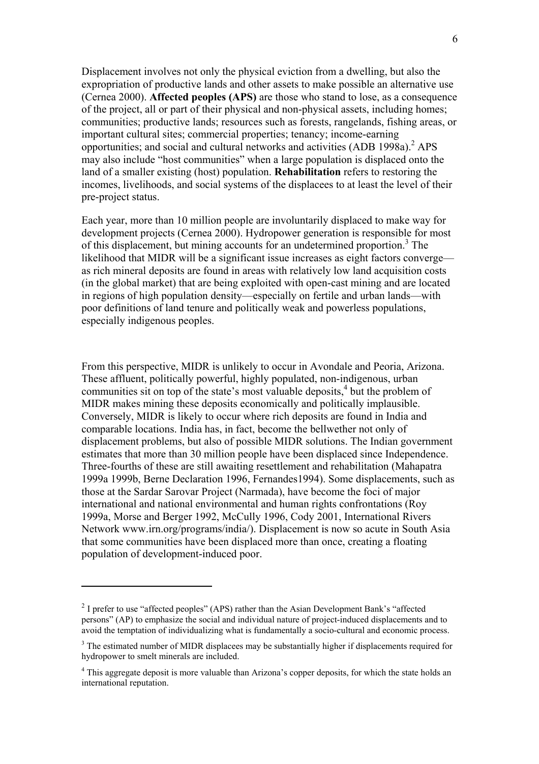Displacement involves not only the physical eviction from a dwelling, but also the expropriation of productive lands and other assets to make possible an alternative use (Cernea 2000). **Affected peoples (APS)** are those who stand to lose, as a consequence of the project, all or part of their physical and non-physical assets, including homes; communities; productive lands; resources such as forests, rangelands, fishing areas, or important cultural sites; commercial properties; tenancy; income-earning opportunities; and social and cultural networks and activities (ADB 1998a).[2] APS may also include "host communities" when a large population is displaced onto the land of a smaller existing (host) population. **Rehabilitation** refers to restoring the incomes, livelihoods, and social systems of the displacees to at least the level of their pre-project status.

Each year, more than 10 million people are involuntarily displaced to make way for development projects (Cernea 2000). Hydropower generation is responsible for most of this displacement, but mining accounts for an undetermined proportion.[3] The likelihood that MIDR will be a significant issue increases as eight factors converge—as rich mineral deposits are found in areas with relatively low land acquisition costs (in the global market) that are being exploited with open-cast mining and are located in regions of high population density—especially on fertile and urban lands—with poor definitions of land tenure and politically weak and powerless populations, especially indigenous peoples.

From this perspective, MIDR is unlikely to occur in Avondale and Peoria, Arizona. These affluent, politically powerful, highly populated, non-indigenous, urban communities sit on top of the state's most valuable deposits,[4] but the problem of MIDR makes these deposits economically and politically implausible. Conversely, MIDR is likely to occur where rich deposits are found in India and comparable locations. India has, in fact, become the bellwether not only of displacement problems, but also of possible MIDR solutions. The Indian government estimates that more than 30 million people have been displaced since Independence. Three-fourths of these are still awaiting resettlement and rehabilitation (Mahapatra 1999a 1999b, Berne Declaration 1996, Fernandes1994). Some displacements, such as those at the Sardar Sarovar Project (Narmada), have become the foci of major international and national environmental and human rights confrontations (Roy 1999a, Morse and Berger 1992, McCully 1996, Cody 2001, International Rivers Network www.irn.org/programs/india/). Displacement is now so acute in South Asia that some communities have been displaced more than once, creating a floating population of development-induced poor.

---

[2] I prefer to use "affected peoples" (APS) rather than the Asian Development Bank's "affected persons" (AP) to emphasize the social and individual nature of project-induced displacements and to avoid the temptation of individualizing what is fundamentally a socio-cultural and economic process.

[3] The estimated number of MIDR displacees may be substantially higher if displacements required for hydropower to smelt minerals are included.

[4] This aggregate deposit is more valuable than Arizona's copper deposits, for which the state holds an international reputation.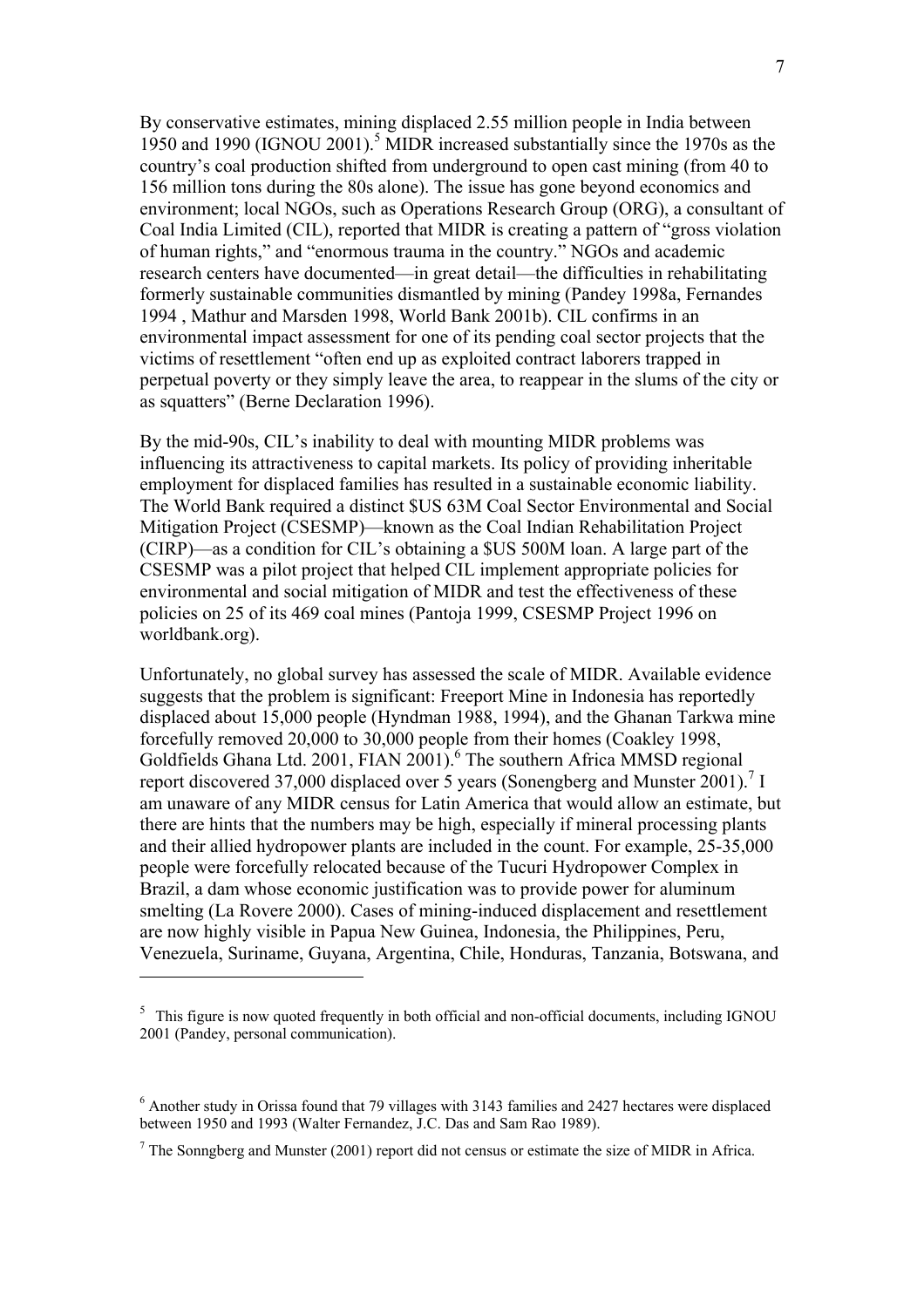By conservative estimates, mining displaced 2.55 million people in India between 1950 and 1990 (IGNOU 2001).[5] MIDR increased substantially since the 1970s as the country's coal production shifted from underground to open cast mining (from 40 to 156 million tons during the 80s alone). The issue has gone beyond economics and environment; local NGOs, such as Operations Research Group (ORG), a consultant of Coal India Limited (CIL), reported that MIDR is creating a pattern of "gross violation of human rights," and "enormous trauma in the country." NGOs and academic research centers have documented—in great detail—the difficulties in rehabilitating formerly sustainable communities dismantled by mining (Pandey 1998a, Fernandes 1994 , Mathur and Marsden 1998, World Bank 2001b). CIL confirms in an environmental impact assessment for one of its pending coal sector projects that the victims of resettlement "often end up as exploited contract laborers trapped in perpetual poverty or they simply leave the area, to reappear in the slums of the city or as squatters" (Berne Declaration 1996).

By the mid-90s, CIL's inability to deal with mounting MIDR problems was influencing its attractiveness to capital markets. Its policy of providing inheritable employment for displaced families has resulted in a sustainable economic liability. The World Bank required a distinct $US 63M Coal Sector Environmental and Social Mitigation Project (CSESMP)—known as the Coal Indian Rehabilitation Project (CIRP)—as a condition for CIL's obtaining a $US 500M loan. A large part of the CSESMP was a pilot project that helped CIL implement appropriate policies for environmental and social mitigation of MIDR and test the effectiveness of these policies on 25 of its 469 coal mines (Pantoja 1999, CSESMP Project 1996 on worldbank.org).

Unfortunately, no global survey has assessed the scale of MIDR. Available evidence suggests that the problem is significant: Freeport Mine in Indonesia has reportedly displaced about 15,000 people (Hyndman 1988, 1994), and the Ghanan Tarkwa mine forcefully removed 20,000 to 30,000 people from their homes (Coakley 1998, Goldfields Ghana Ltd. 2001, FIAN 2001).[6] The southern Africa MMSD regional report discovered 37,000 displaced over 5 years (Sonengberg and Munster 2001).[7] I am unaware of any MIDR census for Latin America that would allow an estimate, but there are hints that the numbers may be high, especially if mineral processing plants and their allied hydropower plants are included in the count. For example, 25-35,000 people were forcefully relocated because of the Tucuri Hydropower Complex in Brazil, a dam whose economic justification was to provide power for aluminum smelting (La Rovere 2000). Cases of mining-induced displacement and resettlement are now highly visible in Papua New Guinea, Indonesia, the Philippines, Peru, Venezuela, Suriname, Guyana, Argentina, Chile, Honduras, Tanzania, Botswana, and

---

[5] This figure is now quoted frequently in both official and non-official documents, including IGNOU 2001 (Pandey, personal communication).

[6] Another study in Orissa found that 79 villages with 3143 families and 2427 hectares were displaced between 1950 and 1993 (Walter Fernandez, J.C. Das and Sam Rao 1989).

[7] The Sonngberg and Munster (2001) report did not census or estimate the size of MIDR in Africa.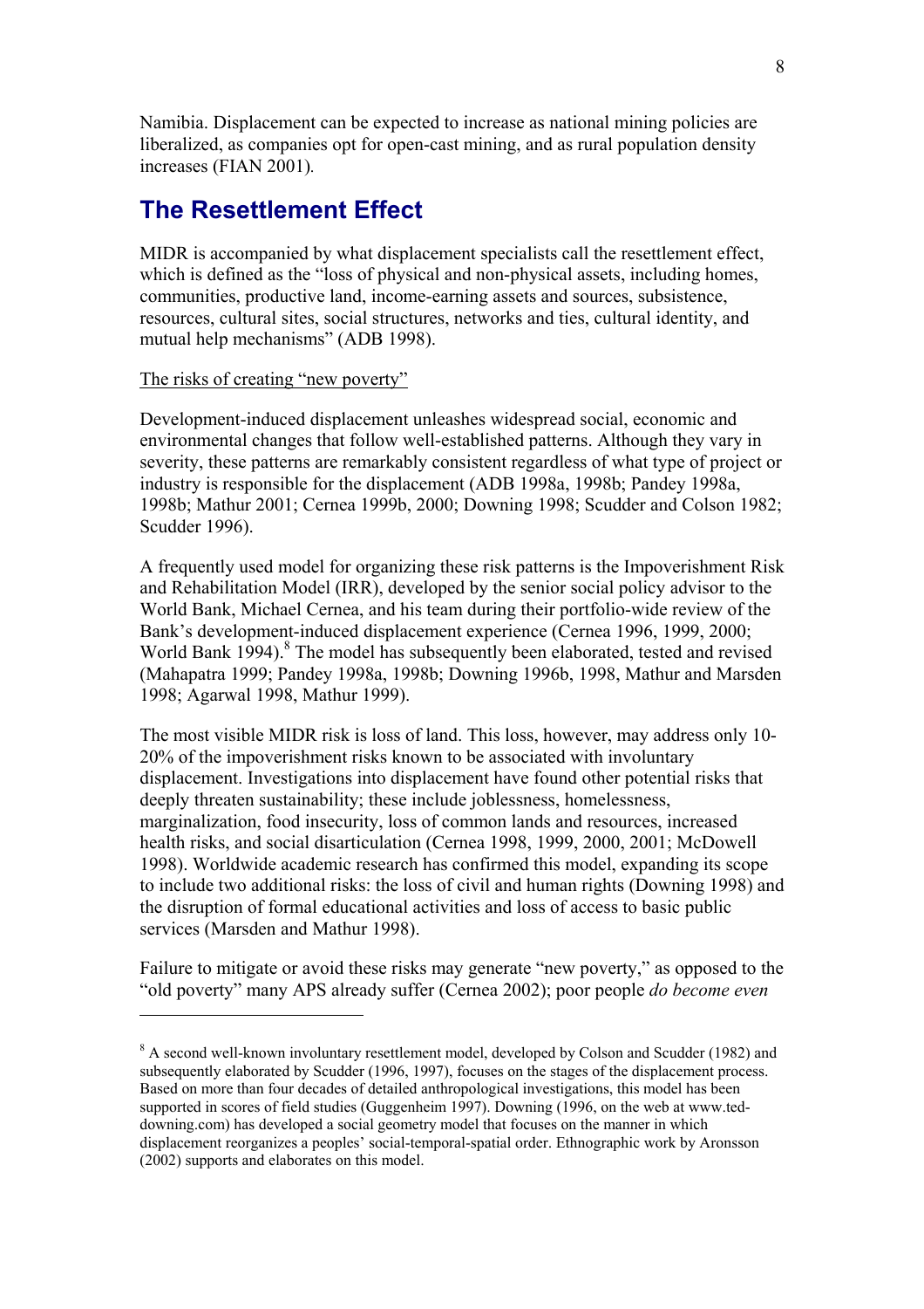Namibia. Displacement can be expected to increase as national mining policies are liberalized, as companies opt for open-cast mining, and as rural population density increases (FIAN 2001).

## The Resettlement Effect

MIDR is accompanied by what displacement specialists call the resettlement effect, which is defined as the "loss of physical and non-physical assets, including homes, communities, productive land, income-earning assets and sources, subsistence, resources, cultural sites, social structures, networks and ties, cultural identity, and mutual help mechanisms" (ADB 1998).

The risks of creating "new poverty"

Development-induced displacement unleashes widespread social, economic and environmental changes that follow well-established patterns. Although they vary in severity, these patterns are remarkably consistent regardless of what type of project or industry is responsible for the displacement (ADB 1998a, 1998b; Pandey 1998a, 1998b; Mathur 2001; Cernea 1999b, 2000; Downing 1998; Scudder and Colson 1982; Scudder 1996).

A frequently used model for organizing these risk patterns is the Impoverishment Risk and Rehabilitation Model (IRR), developed by the senior social policy advisor to the World Bank, Michael Cernea, and his team during their portfolio-wide review of the Bank's development-induced displacement experience (Cernea 1996, 1999, 2000; World Bank 1994).[8] The model has subsequently been elaborated, tested and revised (Mahapatra 1999; Pandey 1998a, 1998b; Downing 1996b, 1998, Mathur and Marsden 1998; Agarwal 1998, Mathur 1999).

The most visible MIDR risk is loss of land. This loss, however, may address only 10-20% of the impoverishment risks known to be associated with involuntary displacement. Investigations into displacement have found other potential risks that deeply threaten sustainability; these include joblessness, homelessness, marginalization, food insecurity, loss of common lands and resources, increased health risks, and social disarticulation (Cernea 1998, 1999, 2000, 2001; McDowell 1998). Worldwide academic research has confirmed this model, expanding its scope to include two additional risks: the loss of civil and human rights (Downing 1998) and the disruption of formal educational activities and loss of access to basic public services (Marsden and Mathur 1998).

Failure to mitigate or avoid these risks may generate "new poverty," as opposed to the "old poverty" many APS already suffer (Cernea 2002); poor people *do become even*

---

[8] A second well-known involuntary resettlement model, developed by Colson and Scudder (1982) and subsequently elaborated by Scudder (1996, 1997), focuses on the stages of the displacement process. Based on more than four decades of detailed anthropological investigations, this model has been supported in scores of field studies (Guggenheim 1997). Downing (1996, on the web at www.ted-downing.com) has developed a social geometry model that focuses on the manner in which displacement reorganizes a peoples' social-temporal-spatial order. Ethnographic work by Aronsson (2002) supports and elaborates on this model.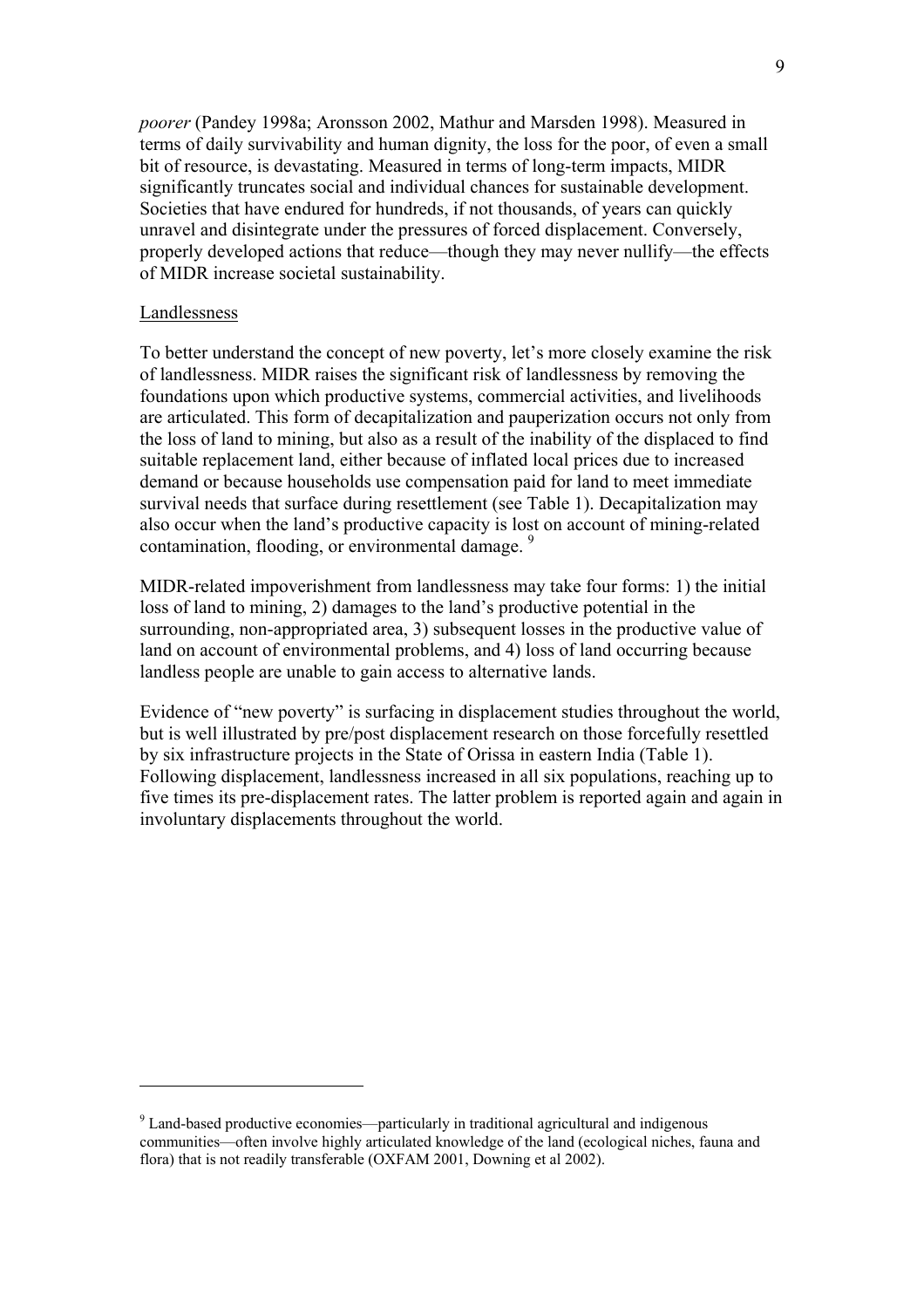*poorer* (Pandey 1998a; Aronsson 2002, Mathur and Marsden 1998). Measured in terms of daily survivability and human dignity, the loss for the poor, of even a small bit of resource, is devastating. Measured in terms of long-term impacts, MIDR significantly truncates social and individual chances for sustainable development. Societies that have endured for hundreds, if not thousands, of years can quickly unravel and disintegrate under the pressures of forced displacement. Conversely, properly developed actions that reduce—though they may never nullify—the effects of MIDR increase societal sustainability.

Landlessness

To better understand the concept of new poverty, let's more closely examine the risk of landlessness. MIDR raises the significant risk of landlessness by removing the foundations upon which productive systems, commercial activities, and livelihoods are articulated. This form of decapitalization and pauperization occurs not only from the loss of land to mining, but also as a result of the inability of the displaced to find suitable replacement land, either because of inflated local prices due to increased demand or because households use compensation paid for land to meet immediate survival needs that surface during resettlement (see Table 1). Decapitalization may also occur when the land's productive capacity is lost on account of mining-related contamination, flooding, or environmental damage. [9]

MIDR-related impoverishment from landlessness may take four forms: 1) the initial loss of land to mining, 2) damages to the land's productive potential in the surrounding, non-appropriated area, 3) subsequent losses in the productive value of land on account of environmental problems, and 4) loss of land occurring because landless people are unable to gain access to alternative lands.

Evidence of "new poverty" is surfacing in displacement studies throughout the world, but is well illustrated by pre/post displacement research on those forcefully resettled by six infrastructure projects in the State of Orissa in eastern India (Table 1). Following displacement, landlessness increased in all six populations, reaching up to five times its pre-displacement rates. The latter problem is reported again and again in involuntary displacements throughout the world.

---

[9] Land-based productive economies—particularly in traditional agricultural and indigenous communities—often involve highly articulated knowledge of the land (ecological niches, fauna and flora) that is not readily transferable (OXFAM 2001, Downing et al 2002).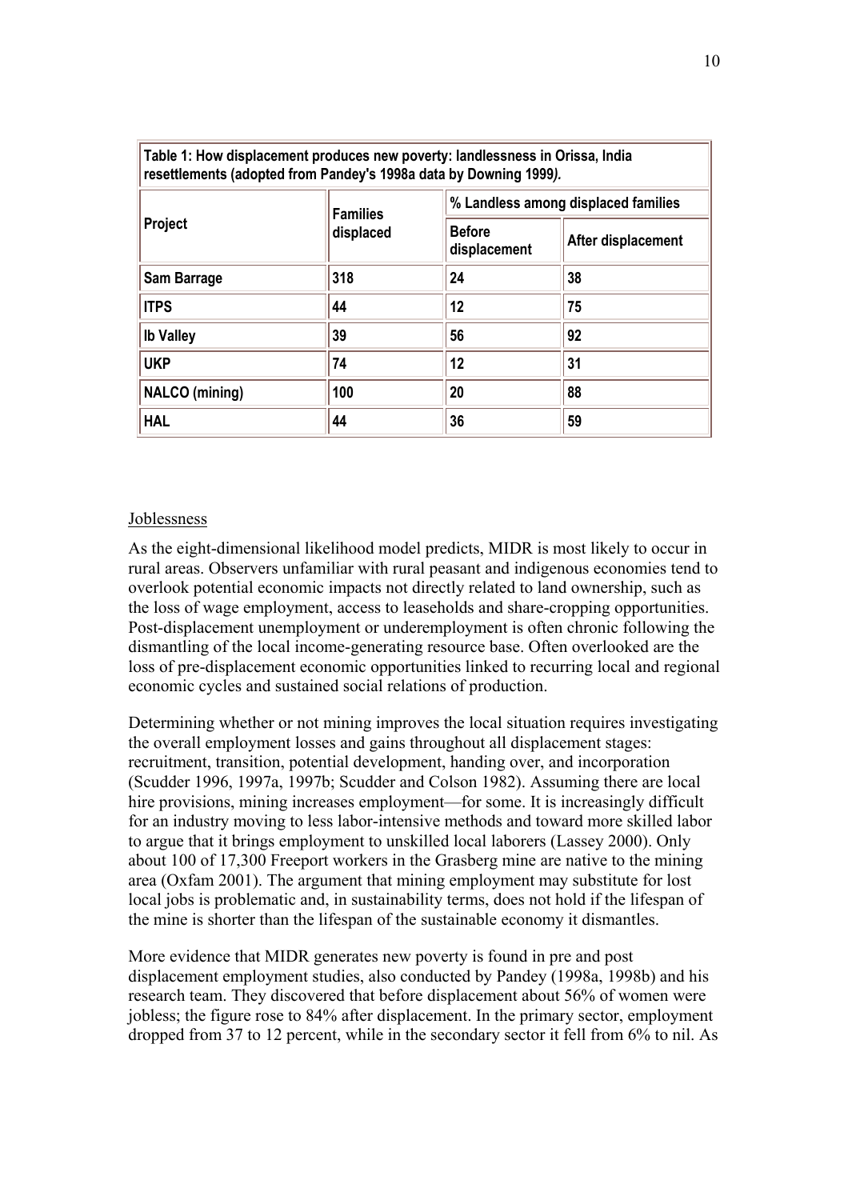**Table 1: How displacement produces new poverty: landlessness in Orissa, India resettlements (adopted from Pandey's 1998a data by Downing 1999*).***

| Project | Families displaced | % Landless among displaced families | |
|---|---|---|---|
| | | Before displacement | After displacement |
| Sam Barrage | 318 | 24 | 38 |
| ITPS | 44 | 12 | 75 |
| Ib Valley | 39 | 56 | 92 |
| UKP | 74 | 12 | 31 |
| NALCO (mining) | 100 | 20 | 88 |
| HAL | 44 | 36 | 59 |

Joblessness

As the eight-dimensional likelihood model predicts, MIDR is most likely to occur in rural areas. Observers unfamiliar with rural peasant and indigenous economies tend to overlook potential economic impacts not directly related to land ownership, such as the loss of wage employment, access to leaseholds and share-cropping opportunities. Post-displacement unemployment or underemployment is often chronic following the dismantling of the local income-generating resource base. Often overlooked are the loss of pre-displacement economic opportunities linked to recurring local and regional economic cycles and sustained social relations of production.

Determining whether or not mining improves the local situation requires investigating the overall employment losses and gains throughout all displacement stages: recruitment, transition, potential development, handing over, and incorporation (Scudder 1996, 1997a, 1997b; Scudder and Colson 1982). Assuming there are local hire provisions, mining increases employment—for some. It is increasingly difficult for an industry moving to less labor-intensive methods and toward more skilled labor to argue that it brings employment to unskilled local laborers (Lassey 2000). Only about 100 of 17,300 Freeport workers in the Grasberg mine are native to the mining area (Oxfam 2001). The argument that mining employment may substitute for lost local jobs is problematic and, in sustainability terms, does not hold if the lifespan of the mine is shorter than the lifespan of the sustainable economy it dismantles.

More evidence that MIDR generates new poverty is found in pre and post displacement employment studies, also conducted by Pandey (1998a, 1998b) and his research team. They discovered that before displacement about 56% of women were jobless; the figure rose to 84% after displacement. In the primary sector, employment dropped from 37 to 12 percent, while in the secondary sector it fell from 6% to nil. As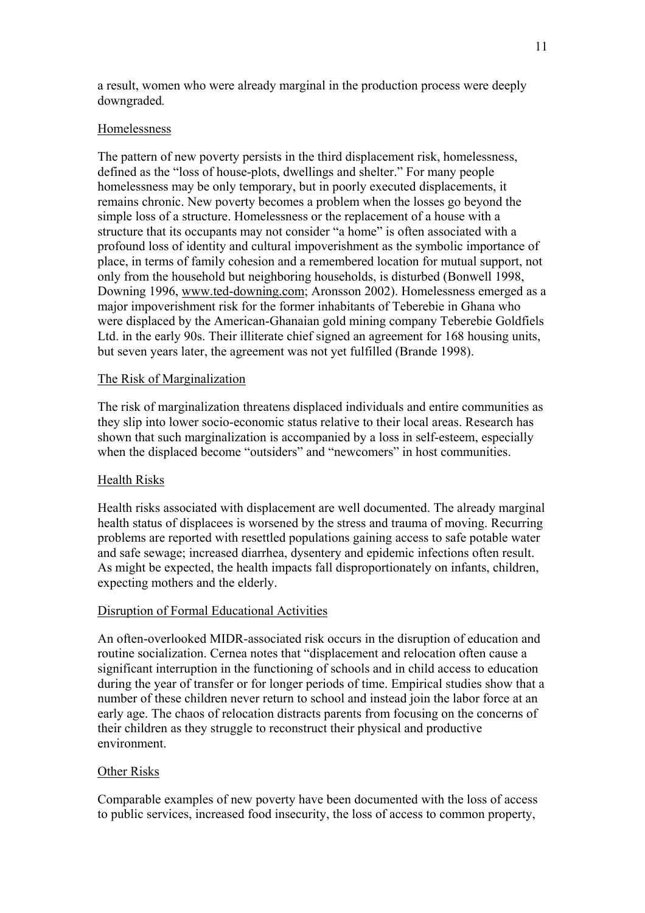a result, women who were already marginal in the production process were deeply downgraded.

## Homelessness

The pattern of new poverty persists in the third displacement risk, homelessness, defined as the "loss of house-plots, dwellings and shelter." For many people homelessness may be only temporary, but in poorly executed displacements, it remains chronic. New poverty becomes a problem when the losses go beyond the simple loss of a structure. Homelessness or the replacement of a house with a structure that its occupants may not consider "a home" is often associated with a profound loss of identity and cultural impoverishment as the symbolic importance of place, in terms of family cohesion and a remembered location for mutual support, not only from the household but neighboring households, is disturbed (Bonwell 1998, Downing 1996, www.ted-downing.com; Aronsson 2002). Homelessness emerged as a major impoverishment risk for the former inhabitants of Teberebie in Ghana who were displaced by the American-Ghanaian gold mining company Teberebie Goldfiels Ltd. in the early 90s. Their illiterate chief signed an agreement for 168 housing units, but seven years later, the agreement was not yet fulfilled (Brande 1998).

## The Risk of Marginalization

The risk of marginalization threatens displaced individuals and entire communities as they slip into lower socio-economic status relative to their local areas. Research has shown that such marginalization is accompanied by a loss in self-esteem, especially when the displaced become "outsiders" and "newcomers" in host communities.

## Health Risks

Health risks associated with displacement are well documented. The already marginal health status of displacees is worsened by the stress and trauma of moving. Recurring problems are reported with resettled populations gaining access to safe potable water and safe sewage; increased diarrhea, dysentery and epidemic infections often result. As might be expected, the health impacts fall disproportionately on infants, children, expecting mothers and the elderly.

## Disruption of Formal Educational Activities

An often-overlooked MIDR-associated risk occurs in the disruption of education and routine socialization. Cernea notes that "displacement and relocation often cause a significant interruption in the functioning of schools and in child access to education during the year of transfer or for longer periods of time. Empirical studies show that a number of these children never return to school and instead join the labor force at an early age. The chaos of relocation distracts parents from focusing on the concerns of their children as they struggle to reconstruct their physical and productive environment.

## Other Risks

Comparable examples of new poverty have been documented with the loss of access to public services, increased food insecurity, the loss of access to common property,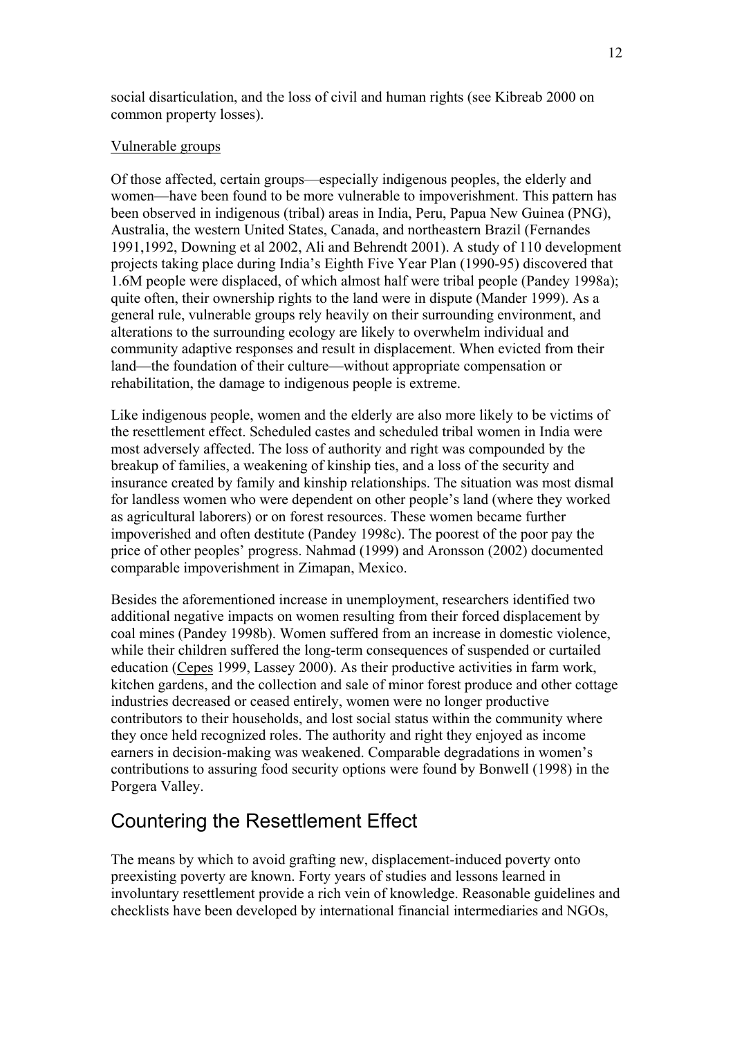social disarticulation, and the loss of civil and human rights (see Kibreab 2000 on common property losses).

Vulnerable groups

Of those affected, certain groups—especially indigenous peoples, the elderly and women—have been found to be more vulnerable to impoverishment. This pattern has been observed in indigenous (tribal) areas in India, Peru, Papua New Guinea (PNG), Australia, the western United States, Canada, and northeastern Brazil (Fernandes 1991,1992, Downing et al 2002, Ali and Behrendt 2001). A study of 110 development projects taking place during India's Eighth Five Year Plan (1990-95) discovered that 1.6M people were displaced, of which almost half were tribal people (Pandey 1998a); quite often, their ownership rights to the land were in dispute (Mander 1999). As a general rule, vulnerable groups rely heavily on their surrounding environment, and alterations to the surrounding ecology are likely to overwhelm individual and community adaptive responses and result in displacement. When evicted from their land—the foundation of their culture—without appropriate compensation or rehabilitation, the damage to indigenous people is extreme.

Like indigenous people, women and the elderly are also more likely to be victims of the resettlement effect. Scheduled castes and scheduled tribal women in India were most adversely affected. The loss of authority and right was compounded by the breakup of families, a weakening of kinship ties, and a loss of the security and insurance created by family and kinship relationships. The situation was most dismal for landless women who were dependent on other people's land (where they worked as agricultural laborers) or on forest resources. These women became further impoverished and often destitute (Pandey 1998c). The poorest of the poor pay the price of other peoples' progress. Nahmad (1999) and Aronsson (2002) documented comparable impoverishment in Zimapan, Mexico.

Besides the aforementioned increase in unemployment, researchers identified two additional negative impacts on women resulting from their forced displacement by coal mines (Pandey 1998b). Women suffered from an increase in domestic violence, while their children suffered the long-term consequences of suspended or curtailed education (Cepes 1999, Lassey 2000). As their productive activities in farm work, kitchen gardens, and the collection and sale of minor forest produce and other cottage industries decreased or ceased entirely, women were no longer productive contributors to their households, and lost social status within the community where they once held recognized roles. The authority and right they enjoyed as income earners in decision-making was weakened. Comparable degradations in women's contributions to assuring food security options were found by Bonwell (1998) in the Porgera Valley.

## Countering the Resettlement Effect

The means by which to avoid grafting new, displacement-induced poverty onto preexisting poverty are known. Forty years of studies and lessons learned in involuntary resettlement provide a rich vein of knowledge. Reasonable guidelines and checklists have been developed by international financial intermediaries and NGOs,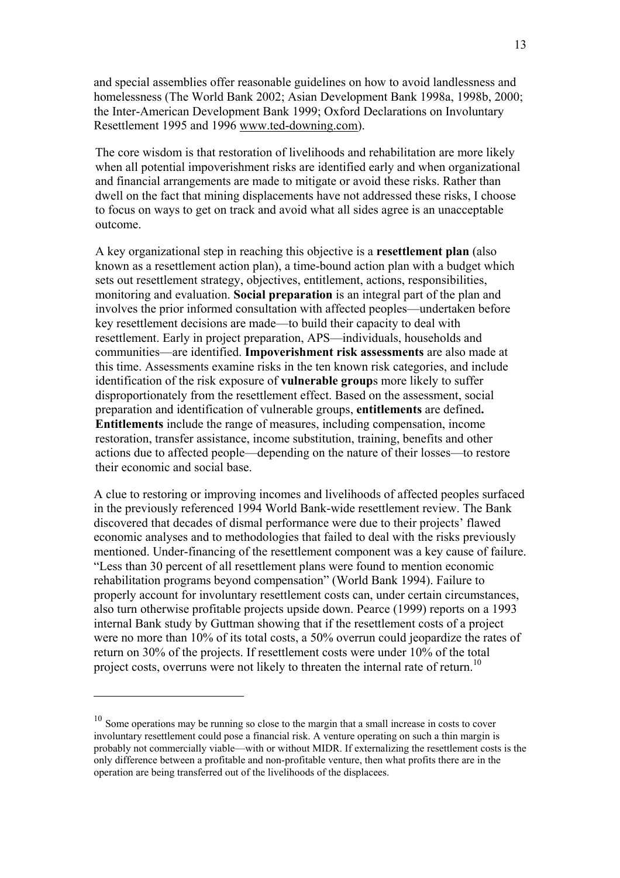and special assemblies offer reasonable guidelines on how to avoid landlessness and homelessness (The World Bank 2002; Asian Development Bank 1998a, 1998b, 2000; the Inter-American Development Bank 1999; Oxford Declarations on Involuntary Resettlement 1995 and 1996 www.ted-downing.com).

The core wisdom is that restoration of livelihoods and rehabilitation are more likely when all potential impoverishment risks are identified early and when organizational and financial arrangements are made to mitigate or avoid these risks. Rather than dwell on the fact that mining displacements have not addressed these risks, I choose to focus on ways to get on track and avoid what all sides agree is an unacceptable outcome.

A key organizational step in reaching this objective is a **resettlement plan** (also known as a resettlement action plan), a time-bound action plan with a budget which sets out resettlement strategy, objectives, entitlement, actions, responsibilities, monitoring and evaluation. **Social preparation** is an integral part of the plan and involves the prior informed consultation with affected peoples—undertaken before key resettlement decisions are made—to build their capacity to deal with resettlement. Early in project preparation, APS—individuals, households and communities—are identified. **Impoverishment risk assessments** are also made at this time. Assessments examine risks in the ten known risk categories, and include identification of the risk exposure of **vulnerable group**s more likely to suffer disproportionately from the resettlement effect. Based on the assessment, social preparation and identification of vulnerable groups, **entitlements** are defined**.** **Entitlements** include the range of measures, including compensation, income restoration, transfer assistance, income substitution, training, benefits and other actions due to affected people—depending on the nature of their losses—to restore their economic and social base.

A clue to restoring or improving incomes and livelihoods of affected peoples surfaced in the previously referenced 1994 World Bank-wide resettlement review. The Bank discovered that decades of dismal performance were due to their projects' flawed economic analyses and to methodologies that failed to deal with the risks previously mentioned. Under-financing of the resettlement component was a key cause of failure. "Less than 30 percent of all resettlement plans were found to mention economic rehabilitation programs beyond compensation" (World Bank 1994). Failure to properly account for involuntary resettlement costs can, under certain circumstances, also turn otherwise profitable projects upside down. Pearce (1999) reports on a 1993 internal Bank study by Guttman showing that if the resettlement costs of a project were no more than 10% of its total costs, a 50% overrun could jeopardize the rates of return on 30% of the projects. If resettlement costs were under 10% of the total project costs, overruns were not likely to threaten the internal rate of return.[10]

---

[10] Some operations may be running so close to the margin that a small increase in costs to cover involuntary resettlement could pose a financial risk. A venture operating on such a thin margin is probably not commercially viable—with or without MIDR. If externalizing the resettlement costs is the only difference between a profitable and non-profitable venture, then what profits there are in the operation are being transferred out of the livelihoods of the displacees.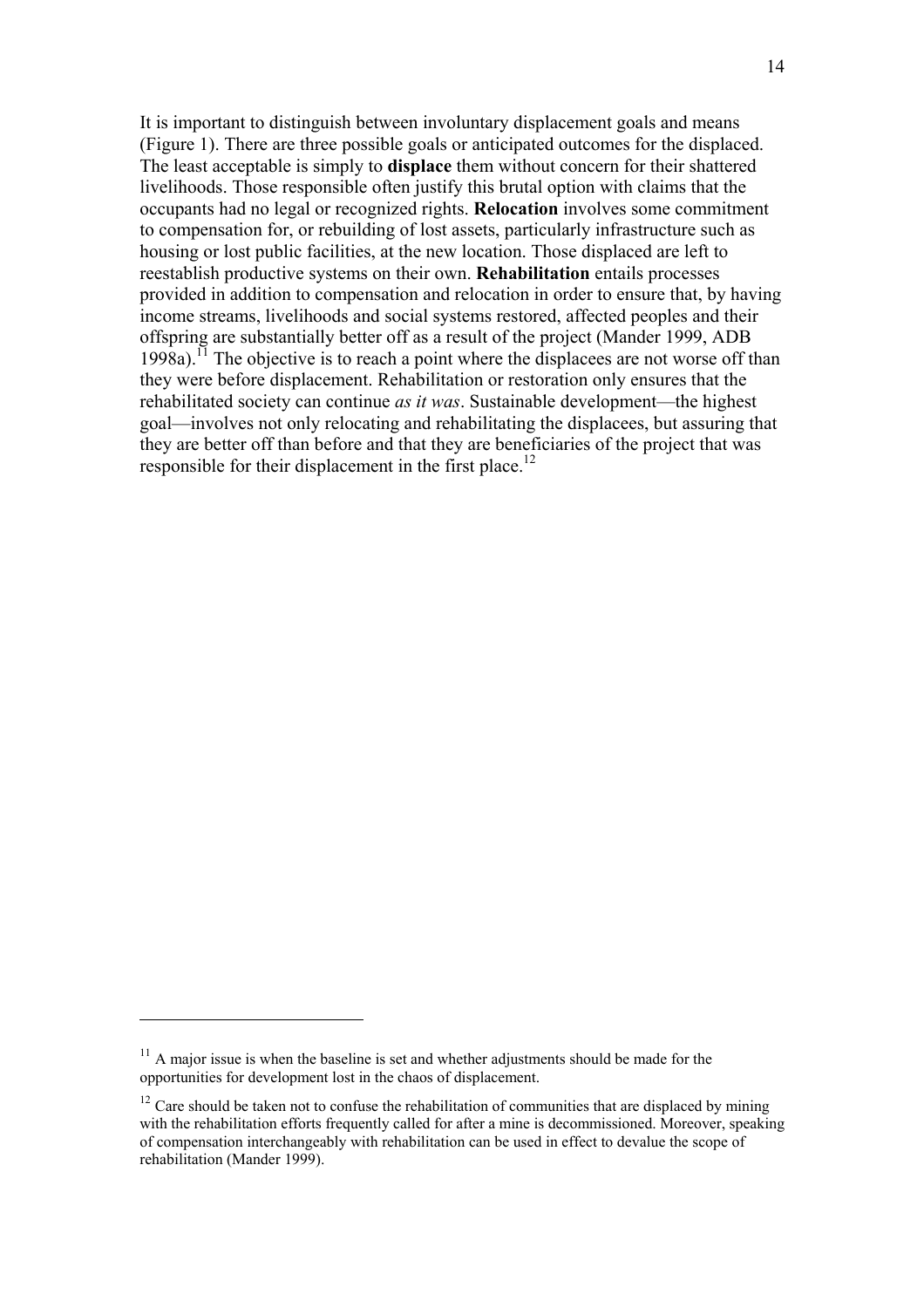It is important to distinguish between involuntary displacement goals and means (Figure 1). There are three possible goals or anticipated outcomes for the displaced. The least acceptable is simply to **displace** them without concern for their shattered livelihoods. Those responsible often justify this brutal option with claims that the occupants had no legal or recognized rights. **Relocation** involves some commitment to compensation for, or rebuilding of lost assets, particularly infrastructure such as housing or lost public facilities, at the new location. Those displaced are left to reestablish productive systems on their own. **Rehabilitation** entails processes provided in addition to compensation and relocation in order to ensure that, by having income streams, livelihoods and social systems restored, affected peoples and their offspring are substantially better off as a result of the project (Mander 1999, ADB 1998a).[11] The objective is to reach a point where the displacees are not worse off than they were before displacement. Rehabilitation or restoration only ensures that the rehabilitated society can continue *as it was*. Sustainable development—the highest goal—involves not only relocating and rehabilitating the displacees, but assuring that they are better off than before and that they are beneficiaries of the project that was responsible for their displacement in the first place.[12]

---

[11] A major issue is when the baseline is set and whether adjustments should be made for the opportunities for development lost in the chaos of displacement.

[12] Care should be taken not to confuse the rehabilitation of communities that are displaced by mining with the rehabilitation efforts frequently called for after a mine is decommissioned. Moreover, speaking of compensation interchangeably with rehabilitation can be used in effect to devalue the scope of rehabilitation (Mander 1999).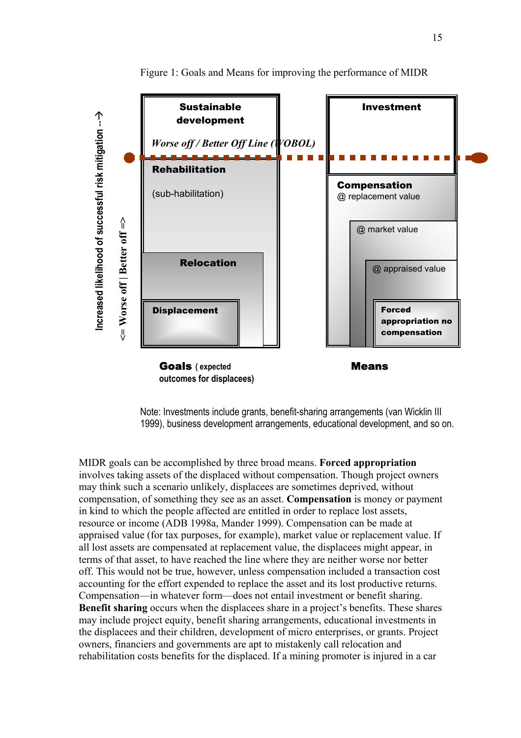Figure 1: Goals and Means for improving the performance of MIDR

Increased likelihood of successful risk mitigation -->

<= Worse off | Better off =>

**Sustainable development**

*Worse off / Better Off Line (WOBOL)*

**Rehabilitation**

(sub-habilitation)

**Relocation**

**Displacement**

**Investment**

**Compensation**
@ replacement value

@ market value

@ appraised value

**Forced appropriation no compensation**

**Goals** (expected outcomes for displacees)

**Means**

Note: Investments include grants, benefit-sharing arrangements (van Wicklin III 1999), business development arrangements, educational development, and so on.

MIDR goals can be accomplished by three broad means. **Forced appropriation** involves taking assets of the displaced without compensation. Though project owners may think such a scenario unlikely, displacees are sometimes deprived, without compensation, of something they see as an asset. **Compensation** is money or payment in kind to which the people affected are entitled in order to replace lost assets, resource or income (ADB 1998a, Mander 1999). Compensation can be made at appraised value (for tax purposes, for example), market value or replacement value. If all lost assets are compensated at replacement value, the displacees might appear, in terms of that asset, to have reached the line where they are neither worse nor better off. This would not be true, however, unless compensation included a transaction cost accounting for the effort expended to replace the asset and its lost productive returns. Compensation—in whatever form—does not entail investment or benefit sharing. **Benefit sharing** occurs when the displacees share in a project's benefits. These shares may include project equity, benefit sharing arrangements, educational investments in the displacees and their children, development of micro enterprises, or grants. Project owners, financiers and governments are apt to mistakenly call relocation and rehabilitation costs benefits for the displaced. If a mining promoter is injured in a car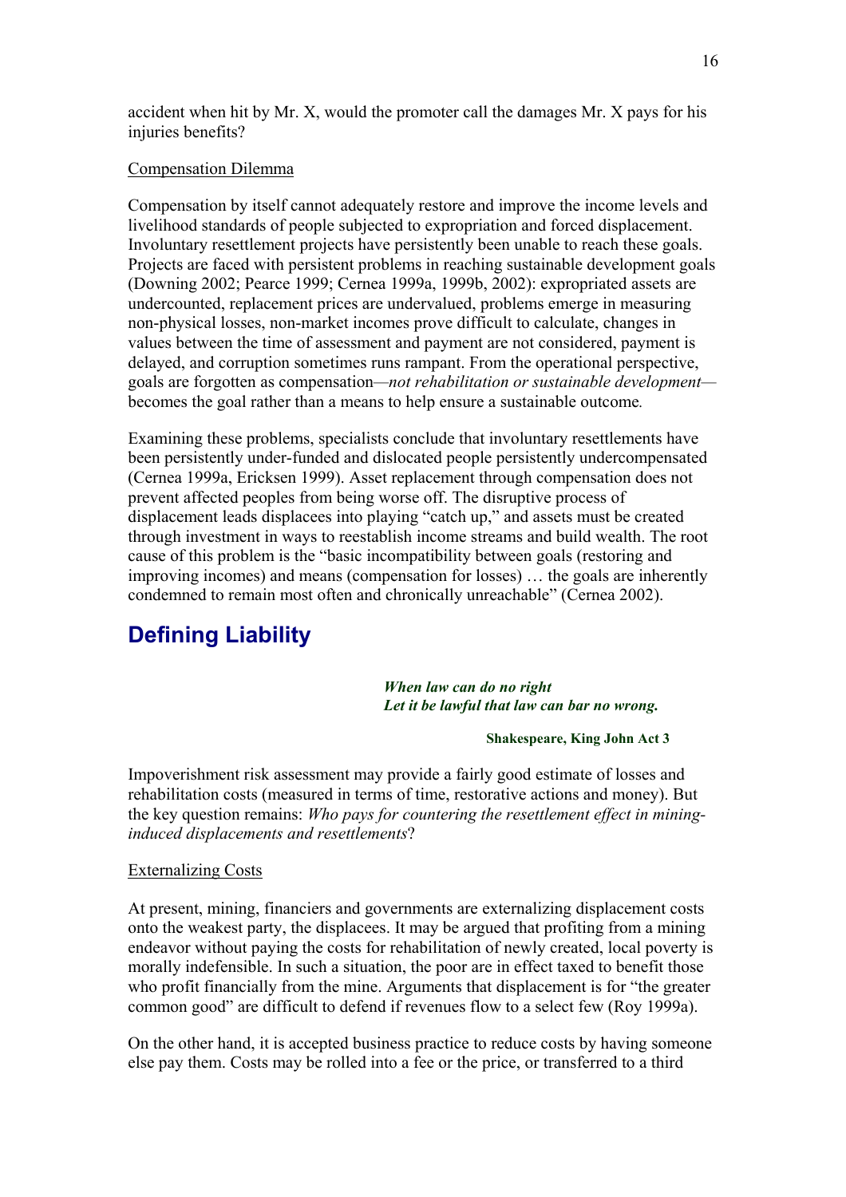accident when hit by Mr. X, would the promoter call the damages Mr. X pays for his injuries benefits?

Compensation Dilemma

Compensation by itself cannot adequately restore and improve the income levels and livelihood standards of people subjected to expropriation and forced displacement. Involuntary resettlement projects have persistently been unable to reach these goals. Projects are faced with persistent problems in reaching sustainable development goals (Downing 2002; Pearce 1999; Cernea 1999a, 1999b, 2002): expropriated assets are undercounted, replacement prices are undervalued, problems emerge in measuring non-physical losses, non-market incomes prove difficult to calculate, changes in values between the time of assessment and payment are not considered, payment is delayed, and corruption sometimes runs rampant. From the operational perspective, goals are forgotten as compensation—*not rehabilitation or sustainable development*—becomes the goal rather than a means to help ensure a sustainable outcome.

Examining these problems, specialists conclude that involuntary resettlements have been persistently under-funded and dislocated people persistently undercompensated (Cernea 1999a, Ericksen 1999). Asset replacement through compensation does not prevent affected peoples from being worse off. The disruptive process of displacement leads displacees into playing "catch up," and assets must be created through investment in ways to reestablish income streams and build wealth. The root cause of this problem is the "basic incompatibility between goals (restoring and improving incomes) and means (compensation for losses) … the goals are inherently condemned to remain most often and chronically unreachable" (Cernea 2002).

## Defining Liability

> ***When law can do no right***
> ***Let it be lawful that law can bar no wrong.***
>
> **Shakespeare, King John Act 3**

Impoverishment risk assessment may provide a fairly good estimate of losses and rehabilitation costs (measured in terms of time, restorative actions and money). But the key question remains: *Who pays for countering the resettlement effect in mining-induced displacements and resettlements*?

Externalizing Costs

At present, mining, financiers and governments are externalizing displacement costs onto the weakest party, the displacees. It may be argued that profiting from a mining endeavor without paying the costs for rehabilitation of newly created, local poverty is morally indefensible. In such a situation, the poor are in effect taxed to benefit those who profit financially from the mine. Arguments that displacement is for "the greater common good" are difficult to defend if revenues flow to a select few (Roy 1999a).

On the other hand, it is accepted business practice to reduce costs by having someone else pay them. Costs may be rolled into a fee or the price, or transferred to a third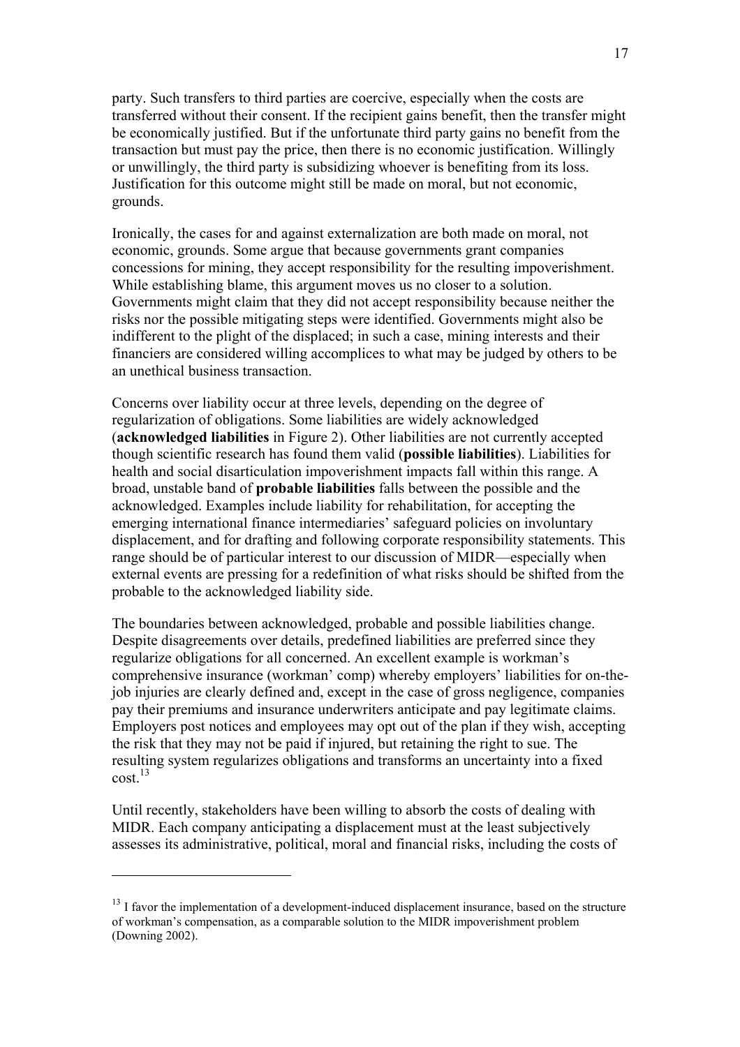party. Such transfers to third parties are coercive, especially when the costs are transferred without their consent. If the recipient gains benefit, then the transfer might be economically justified. But if the unfortunate third party gains no benefit from the transaction but must pay the price, then there is no economic justification. Willingly or unwillingly, the third party is subsidizing whoever is benefiting from its loss. Justification for this outcome might still be made on moral, but not economic, grounds.

Ironically, the cases for and against externalization are both made on moral, not economic, grounds. Some argue that because governments grant companies concessions for mining, they accept responsibility for the resulting impoverishment. While establishing blame, this argument moves us no closer to a solution. Governments might claim that they did not accept responsibility because neither the risks nor the possible mitigating steps were identified. Governments might also be indifferent to the plight of the displaced; in such a case, mining interests and their financiers are considered willing accomplices to what may be judged by others to be an unethical business transaction.

Concerns over liability occur at three levels, depending on the degree of regularization of obligations. Some liabilities are widely acknowledged (**acknowledged liabilities** in Figure 2). Other liabilities are not currently accepted though scientific research has found them valid (**possible liabilities**). Liabilities for health and social disarticulation impoverishment impacts fall within this range. A broad, unstable band of **probable liabilities** falls between the possible and the acknowledged. Examples include liability for rehabilitation, for accepting the emerging international finance intermediaries' safeguard policies on involuntary displacement, and for drafting and following corporate responsibility statements. This range should be of particular interest to our discussion of MIDR—especially when external events are pressing for a redefinition of what risks should be shifted from the probable to the acknowledged liability side.

The boundaries between acknowledged, probable and possible liabilities change. Despite disagreements over details, predefined liabilities are preferred since they regularize obligations for all concerned. An excellent example is workman's comprehensive insurance (workman' comp) whereby employers' liabilities for on-the-job injuries are clearly defined and, except in the case of gross negligence, companies pay their premiums and insurance underwriters anticipate and pay legitimate claims. Employers post notices and employees may opt out of the plan if they wish, accepting the risk that they may not be paid if injured, but retaining the right to sue. The resulting system regularizes obligations and transforms an uncertainty into a fixed cost.[13]

Until recently, stakeholders have been willing to absorb the costs of dealing with MIDR. Each company anticipating a displacement must at the least subjectively assesses its administrative, political, moral and financial risks, including the costs of

---

[13] I favor the implementation of a development-induced displacement insurance, based on the structure of workman's compensation, as a comparable solution to the MIDR impoverishment problem (Downing 2002).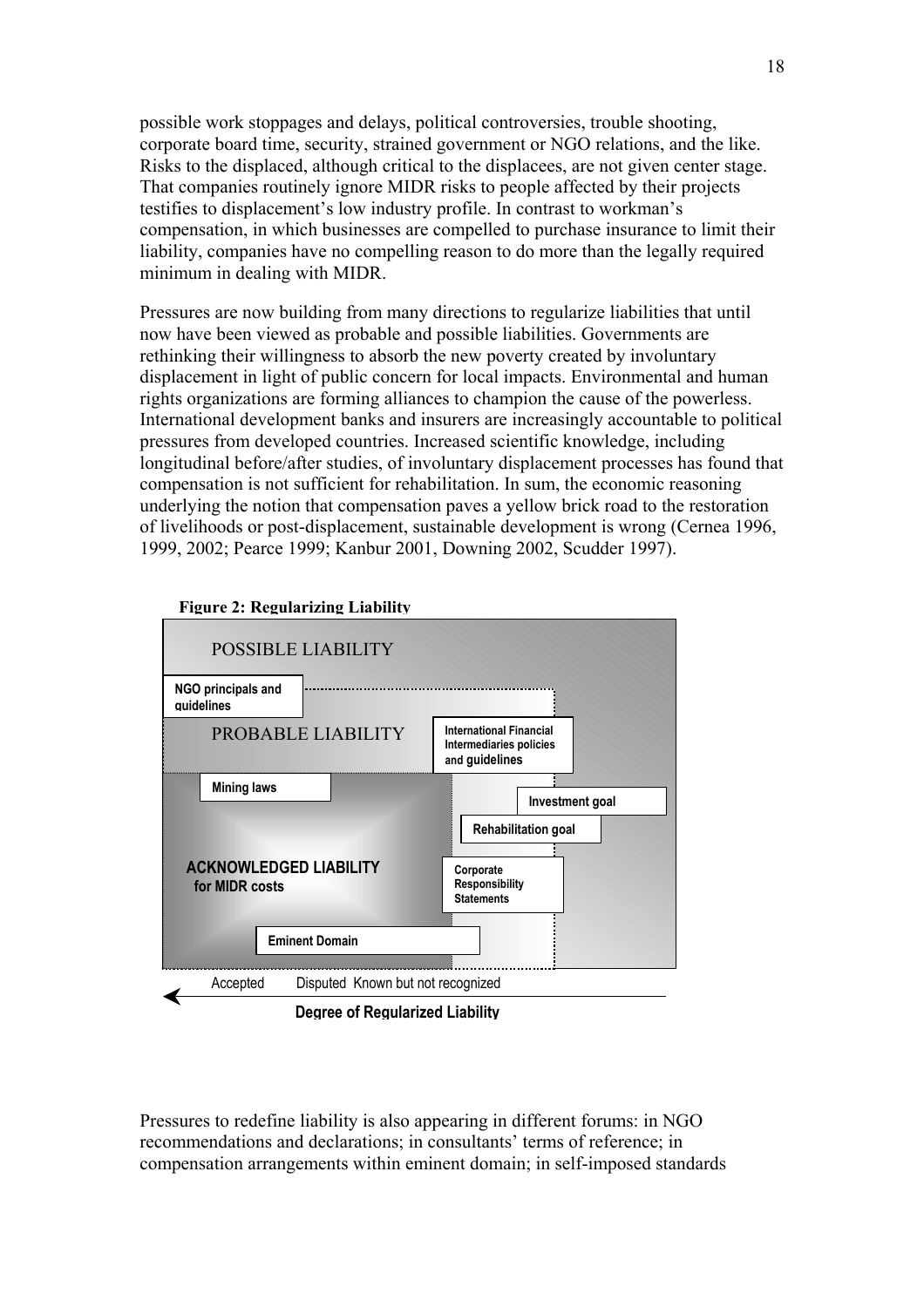possible work stoppages and delays, political controversies, trouble shooting, corporate board time, security, strained government or NGO relations, and the like. Risks to the displaced, although critical to the displacees, are not given center stage. That companies routinely ignore MIDR risks to people affected by their projects testifies to displacement's low industry profile. In contrast to workman's compensation, in which businesses are compelled to purchase insurance to limit their liability, companies have no compelling reason to do more than the legally required minimum in dealing with MIDR.

Pressures are now building from many directions to regularize liabilities that until now have been viewed as probable and possible liabilities. Governments are rethinking their willingness to absorb the new poverty created by involuntary displacement in light of public concern for local impacts. Environmental and human rights organizations are forming alliances to champion the cause of the powerless. International development banks and insurers are increasingly accountable to political pressures from developed countries. Increased scientific knowledge, including longitudinal before/after studies, of involuntary displacement processes has found that compensation is not sufficient for rehabilitation. In sum, the economic reasoning underlying the notion that compensation paves a yellow brick road to the restoration of livelihoods or post-displacement, sustainable development is wrong (Cernea 1996, 1999, 2002; Pearce 1999; Kanbur 2001, Downing 2002, Scudder 1997).

**Figure 2: Regularizing Liability**

POSSIBLE LIABILITY

NGO principals and guidelines

PROBABLE LIABILITY

International Financial Intermediaries policies and guidelines

Mining laws

Investment goal

Rehabilitation goal

ACKNOWLEDGED LIABILITY for MIDR costs

Corporate Responsibility Statements

Eminent Domain

Accepted — Disputed — Known but not recognized

Degree of Regularized Liability

Pressures to redefine liability is also appearing in different forums: in NGO recommendations and declarations; in consultants' terms of reference; in compensation arrangements within eminent domain; in self-imposed standards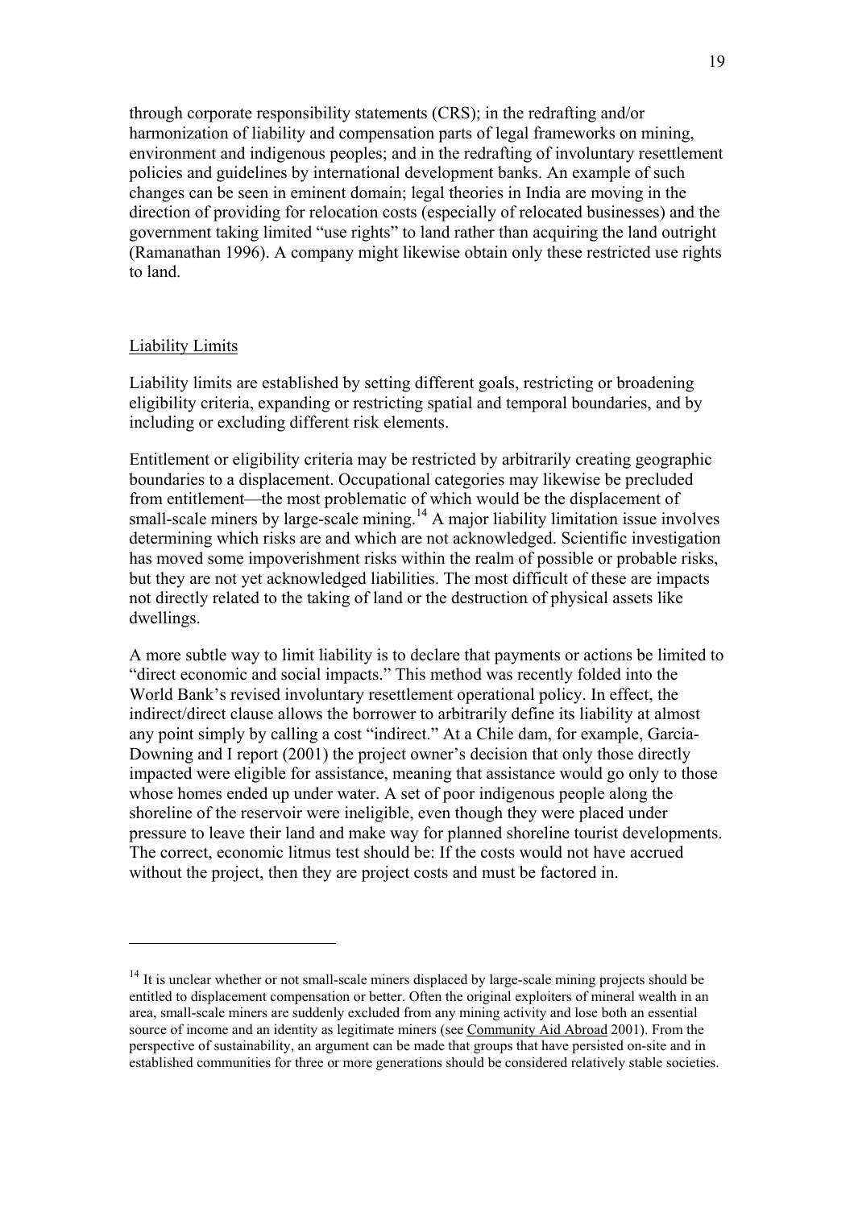through corporate responsibility statements (CRS); in the redrafting and/or harmonization of liability and compensation parts of legal frameworks on mining, environment and indigenous peoples; and in the redrafting of involuntary resettlement policies and guidelines by international development banks. An example of such changes can be seen in eminent domain; legal theories in India are moving in the direction of providing for relocation costs (especially of relocated businesses) and the government taking limited "use rights" to land rather than acquiring the land outright (Ramanathan 1996). A company might likewise obtain only these restricted use rights to land.

## Liability Limits

Liability limits are established by setting different goals, restricting or broadening eligibility criteria, expanding or restricting spatial and temporal boundaries, and by including or excluding different risk elements.

Entitlement or eligibility criteria may be restricted by arbitrarily creating geographic boundaries to a displacement. Occupational categories may likewise be precluded from entitlement—the most problematic of which would be the displacement of small-scale miners by large-scale mining.[14] A major liability limitation issue involves determining which risks are and which are not acknowledged. Scientific investigation has moved some impoverishment risks within the realm of possible or probable risks, but they are not yet acknowledged liabilities. The most difficult of these are impacts not directly related to the taking of land or the destruction of physical assets like dwellings.

A more subtle way to limit liability is to declare that payments or actions be limited to "direct economic and social impacts." This method was recently folded into the World Bank's revised involuntary resettlement operational policy. In effect, the indirect/direct clause allows the borrower to arbitrarily define its liability at almost any point simply by calling a cost "indirect." At a Chile dam, for example, Garcia-Downing and I report (2001) the project owner's decision that only those directly impacted were eligible for assistance, meaning that assistance would go only to those whose homes ended up under water. A set of poor indigenous people along the shoreline of the reservoir were ineligible, even though they were placed under pressure to leave their land and make way for planned shoreline tourist developments. The correct, economic litmus test should be: If the costs would not have accrued without the project, then they are project costs and must be factored in.

---

[14] It is unclear whether or not small-scale miners displaced by large-scale mining projects should be entitled to displacement compensation or better. Often the original exploiters of mineral wealth in an area, small-scale miners are suddenly excluded from any mining activity and lose both an essential source of income and an identity as legitimate miners (see Community Aid Abroad 2001). From the perspective of sustainability, an argument can be made that groups that have persisted on-site and in established communities for three or more generations should be considered relatively stable societies.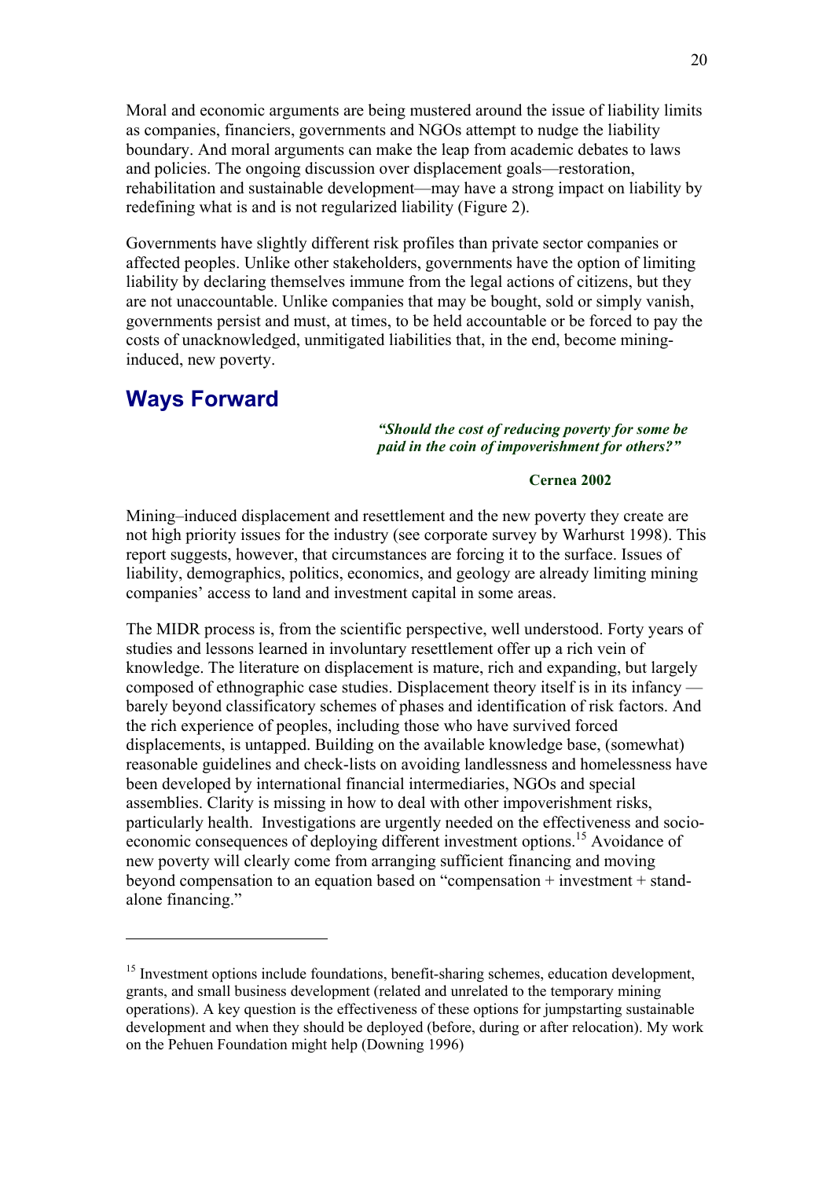Moral and economic arguments are being mustered around the issue of liability limits as companies, financiers, governments and NGOs attempt to nudge the liability boundary. And moral arguments can make the leap from academic debates to laws and policies. The ongoing discussion over displacement goals—restoration, rehabilitation and sustainable development—may have a strong impact on liability by redefining what is and is not regularized liability (Figure 2).

Governments have slightly different risk profiles than private sector companies or affected peoples. Unlike other stakeholders, governments have the option of limiting liability by declaring themselves immune from the legal actions of citizens, but they are not unaccountable. Unlike companies that may be bought, sold or simply vanish, governments persist and must, at times, to be held accountable or be forced to pay the costs of unacknowledged, unmitigated liabilities that, in the end, become mining-induced, new poverty.

## Ways Forward

> ***"Should the cost of reducing poverty for some be paid in the coin of impoverishment for others?"***
>
> **Cernea 2002**

Mining–induced displacement and resettlement and the new poverty they create are not high priority issues for the industry (see corporate survey by Warhurst 1998). This report suggests, however, that circumstances are forcing it to the surface. Issues of liability, demographics, politics, economics, and geology are already limiting mining companies' access to land and investment capital in some areas.

The MIDR process is, from the scientific perspective, well understood. Forty years of studies and lessons learned in involuntary resettlement offer up a rich vein of knowledge. The literature on displacement is mature, rich and expanding, but largely composed of ethnographic case studies. Displacement theory itself is in its infancy — barely beyond classificatory schemes of phases and identification of risk factors. And the rich experience of peoples, including those who have survived forced displacements, is untapped. Building on the available knowledge base, (somewhat) reasonable guidelines and check-lists on avoiding landlessness and homelessness have been developed by international financial intermediaries, NGOs and special assemblies. Clarity is missing in how to deal with other impoverishment risks, particularly health. Investigations are urgently needed on the effectiveness and socio-economic consequences of deploying different investment options.[15] Avoidance of new poverty will clearly come from arranging sufficient financing and moving beyond compensation to an equation based on "compensation + investment + stand-alone financing."

---

[15] Investment options include foundations, benefit-sharing schemes, education development, grants, and small business development (related and unrelated to the temporary mining operations). A key question is the effectiveness of these options for jumpstarting sustainable development and when they should be deployed (before, during or after relocation). My work on the Pehuen Foundation might help (Downing 1996)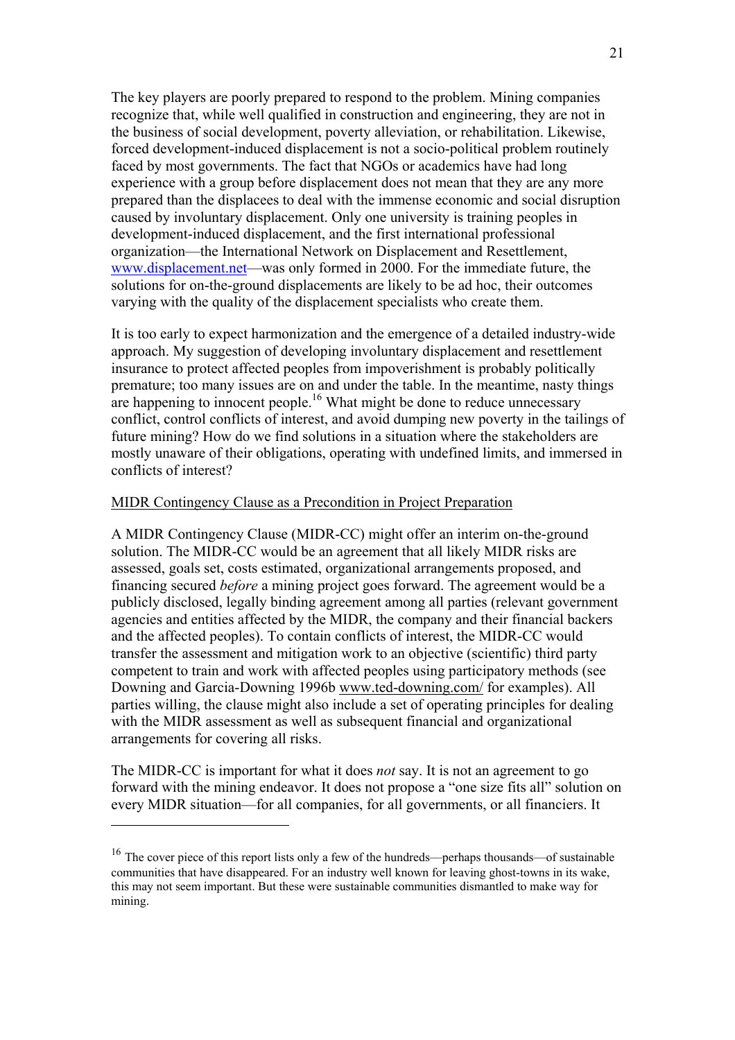The key players are poorly prepared to respond to the problem. Mining companies recognize that, while well qualified in construction and engineering, they are not in the business of social development, poverty alleviation, or rehabilitation. Likewise, forced development-induced displacement is not a socio-political problem routinely faced by most governments. The fact that NGOs or academics have had long experience with a group before displacement does not mean that they are any more prepared than the displacees to deal with the immense economic and social disruption caused by involuntary displacement. Only one university is training peoples in development-induced displacement, and the first international professional organization—the International Network on Displacement and Resettlement, www.displacement.net—was only formed in 2000. For the immediate future, the solutions for on-the-ground displacements are likely to be ad hoc, their outcomes varying with the quality of the displacement specialists who create them.

It is too early to expect harmonization and the emergence of a detailed industry-wide approach. My suggestion of developing involuntary displacement and resettlement insurance to protect affected peoples from impoverishment is probably politically premature; too many issues are on and under the table. In the meantime, nasty things are happening to innocent people.[16] What might be done to reduce unnecessary conflict, control conflicts of interest, and avoid dumping new poverty in the tailings of future mining? How do we find solutions in a situation where the stakeholders are mostly unaware of their obligations, operating with undefined limits, and immersed in conflicts of interest?

<u>MIDR Contingency Clause as a Precondition in Project Preparation</u>

A MIDR Contingency Clause (MIDR-CC) might offer an interim on-the-ground solution. The MIDR-CC would be an agreement that all likely MIDR risks are assessed, goals set, costs estimated, organizational arrangements proposed, and financing secured *before* a mining project goes forward. The agreement would be a publicly disclosed, legally binding agreement among all parties (relevant government agencies and entities affected by the MIDR, the company and their financial backers and the affected peoples). To contain conflicts of interest, the MIDR-CC would transfer the assessment and mitigation work to an objective (scientific) third party competent to train and work with affected peoples using participatory methods (see Downing and Garcia-Downing 1996b www.ted-downing.com/ for examples). All parties willing, the clause might also include a set of operating principles for dealing with the MIDR assessment as well as subsequent financial and organizational arrangements for covering all risks.

The MIDR-CC is important for what it does *not* say. It is not an agreement to go forward with the mining endeavor. It does not propose a "one size fits all" solution on every MIDR situation—for all companies, for all governments, or all financiers. It

---

[16] The cover piece of this report lists only a few of the hundreds—perhaps thousands—of sustainable communities that have disappeared. For an industry well known for leaving ghost-towns in its wake, this may not seem important. But these were sustainable communities dismantled to make way for mining.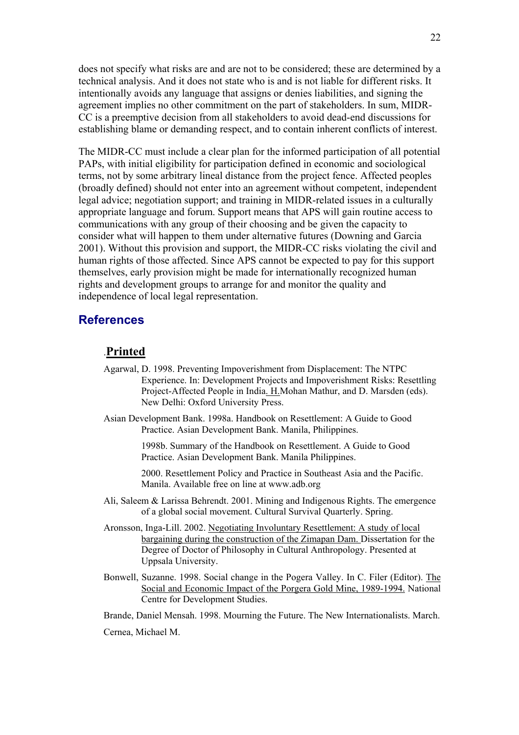does not specify what risks are and are not to be considered; these are determined by a technical analysis. And it does not state who is and is not liable for different risks. It intentionally avoids any language that assigns or denies liabilities, and signing the agreement implies no other commitment on the part of stakeholders. In sum, MIDR-CC is a preemptive decision from all stakeholders to avoid dead-end discussions for establishing blame or demanding respect, and to contain inherent conflicts of interest.

The MIDR-CC must include a clear plan for the informed participation of all potential PAPs, with initial eligibility for participation defined in economic and sociological terms, not by some arbitrary lineal distance from the project fence. Affected peoples (broadly defined) should not enter into an agreement without competent, independent legal advice; negotiation support; and training in MIDR-related issues in a culturally appropriate language and forum. Support means that APS will gain routine access to communications with any group of their choosing and be given the capacity to consider what will happen to them under alternative futures (Downing and Garcia 2001). Without this provision and support, the MIDR-CC risks violating the civil and human rights of those affected. Since APS cannot be expected to pay for this support themselves, early provision might be made for internationally recognized human rights and development groups to arrange for and monitor the quality and independence of local legal representation.

## References

### .Printed

Agarwal, D. 1998. Preventing Impoverishment from Displacement: The NTPC Experience. In: Development Projects and Impoverishment Risks: Resettling Project-Affected People in India. H.Mohan Mathur, and D. Marsden (eds). New Delhi: Oxford University Press.

Asian Development Bank. 1998a. Handbook on Resettlement: A Guide to Good Practice. Asian Development Bank. Manila, Philippines.

1998b. Summary of the Handbook on Resettlement. A Guide to Good Practice. Asian Development Bank. Manila Philippines.

2000. Resettlement Policy and Practice in Southeast Asia and the Pacific. Manila. Available free on line at www.adb.org

Ali, Saleem & Larissa Behrendt. 2001. Mining and Indigenous Rights. The emergence of a global social movement. Cultural Survival Quarterly. Spring.

Aronsson, Inga-Lill. 2002. Negotiating Involuntary Resettlement: A study of local bargaining during the construction of the Zimapan Dam. Dissertation for the Degree of Doctor of Philosophy in Cultural Anthropology. Presented at Uppsala University.

Bonwell, Suzanne. 1998. Social change in the Pogera Valley. In C. Filer (Editor). The Social and Economic Impact of the Porgera Gold Mine, 1989-1994. National Centre for Development Studies.

Brande, Daniel Mensah. 1998. Mourning the Future. The New Internationalists. March.

Cernea, Michael M.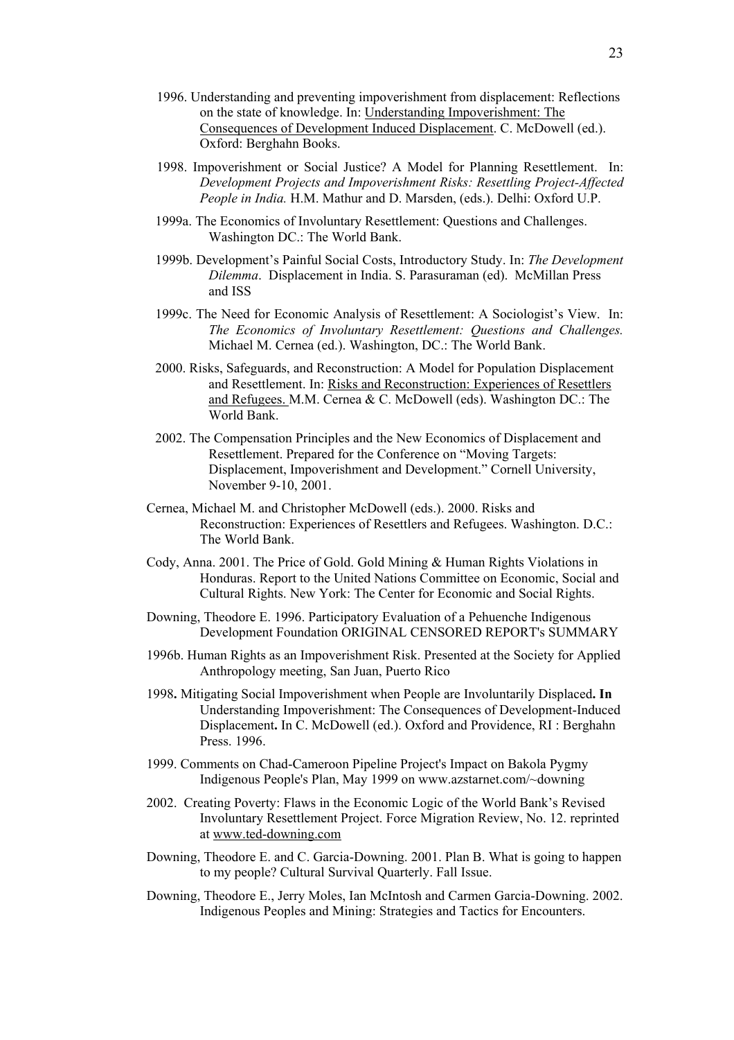1996. Understanding and preventing impoverishment from displacement: Reflections on the state of knowledge. In: Understanding Impoverishment: The Consequences of Development Induced Displacement. C. McDowell (ed.). Oxford: Berghahn Books.

1998. Impoverishment or Social Justice? A Model for Planning Resettlement. In: *Development Projects and Impoverishment Risks: Resettling Project-Affected People in India.* H.M. Mathur and D. Marsden, (eds.). Delhi: Oxford U.P.

1999a. The Economics of Involuntary Resettlement: Questions and Challenges. Washington DC.: The World Bank.

1999b. Development's Painful Social Costs, Introductory Study. In: *The Development Dilemma*. Displacement in India. S. Parasuraman (ed). McMillan Press and ISS

1999c. The Need for Economic Analysis of Resettlement: A Sociologist's View. In: *The Economics of Involuntary Resettlement: Questions and Challenges.* Michael M. Cernea (ed.). Washington, DC.: The World Bank.

2000. Risks, Safeguards, and Reconstruction: A Model for Population Displacement and Resettlement. In: Risks and Reconstruction: Experiences of Resettlers and Refugees. M.M. Cernea & C. McDowell (eds). Washington DC.: The World Bank.

2002. The Compensation Principles and the New Economics of Displacement and Resettlement. Prepared for the Conference on "Moving Targets: Displacement, Impoverishment and Development." Cornell University, November 9-10, 2001.

Cernea, Michael M. and Christopher McDowell (eds.). 2000. Risks and Reconstruction: Experiences of Resettlers and Refugees. Washington. D.C.: The World Bank.

Cody, Anna. 2001. The Price of Gold. Gold Mining & Human Rights Violations in Honduras. Report to the United Nations Committee on Economic, Social and Cultural Rights. New York: The Center for Economic and Social Rights.

Downing, Theodore E. 1996. Participatory Evaluation of a Pehuenche Indigenous Development Foundation ORIGINAL CENSORED REPORT's SUMMARY

1996b. Human Rights as an Impoverishment Risk. Presented at the Society for Applied Anthropology meeting, San Juan, Puerto Rico

1998**.** Mitigating Social Impoverishment when People are Involuntarily Displaced**. In** Understanding Impoverishment: The Consequences of Development-Induced Displacement**.** In C. McDowell (ed.). Oxford and Providence, RI : Berghahn Press. 1996.

1999. Comments on Chad-Cameroon Pipeline Project's Impact on Bakola Pygmy Indigenous People's Plan, May 1999 on www.azstarnet.com/~downing

2002. Creating Poverty: Flaws in the Economic Logic of the World Bank's Revised Involuntary Resettlement Project. Force Migration Review, No. 12. reprinted at www.ted-downing.com

Downing, Theodore E. and C. Garcia-Downing. 2001. Plan B. What is going to happen to my people? Cultural Survival Quarterly. Fall Issue.

Downing, Theodore E., Jerry Moles, Ian McIntosh and Carmen Garcia-Downing. 2002. Indigenous Peoples and Mining: Strategies and Tactics for Encounters.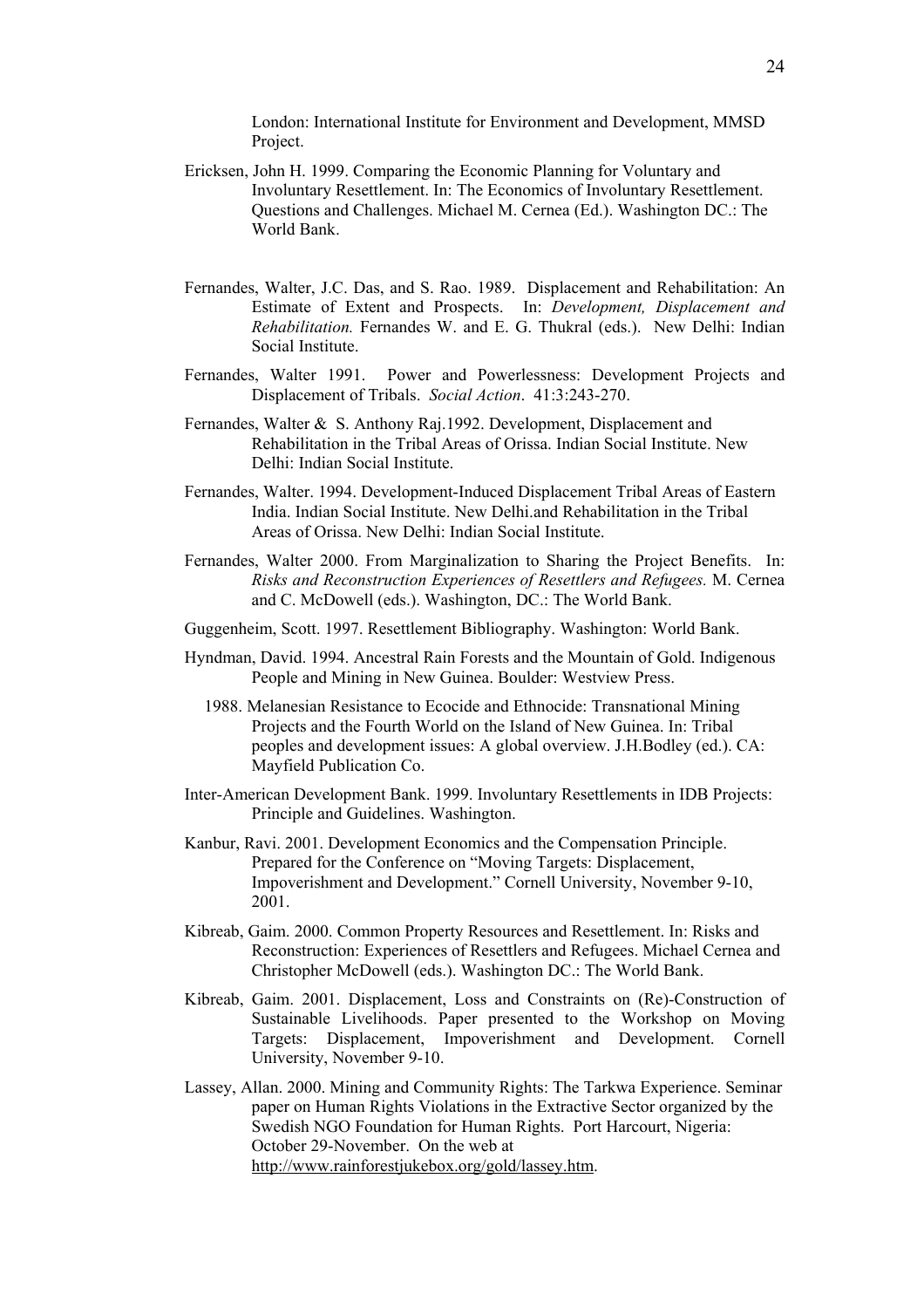London: International Institute for Environment and Development, MMSD Project.

Ericksen, John H. 1999. Comparing the Economic Planning for Voluntary and Involuntary Resettlement. In: The Economics of Involuntary Resettlement. Questions and Challenges. Michael M. Cernea (Ed.). Washington DC.: The World Bank.

Fernandes, Walter, J.C. Das, and S. Rao. 1989. Displacement and Rehabilitation: An Estimate of Extent and Prospects. In: *Development, Displacement and Rehabilitation.* Fernandes W. and E. G. Thukral (eds.). New Delhi: Indian Social Institute.

Fernandes, Walter 1991. Power and Powerlessness: Development Projects and Displacement of Tribals. *Social Action*. 41:3:243-270.

Fernandes, Walter & S. Anthony Raj.1992. Development, Displacement and Rehabilitation in the Tribal Areas of Orissa. Indian Social Institute. New Delhi: Indian Social Institute.

Fernandes, Walter. 1994. Development-Induced Displacement Tribal Areas of Eastern India. Indian Social Institute. New Delhi.and Rehabilitation in the Tribal Areas of Orissa. New Delhi: Indian Social Institute.

Fernandes, Walter 2000. From Marginalization to Sharing the Project Benefits. In: *Risks and Reconstruction Experiences of Resettlers and Refugees.* M. Cernea and C. McDowell (eds.). Washington, DC.: The World Bank.

Guggenheim, Scott. 1997. Resettlement Bibliography. Washington: World Bank.

Hyndman, David. 1994. Ancestral Rain Forests and the Mountain of Gold. Indigenous People and Mining in New Guinea. Boulder: Westview Press.

1988. Melanesian Resistance to Ecocide and Ethnocide: Transnational Mining Projects and the Fourth World on the Island of New Guinea. In: Tribal peoples and development issues: A global overview. J.H.Bodley (ed.). CA: Mayfield Publication Co.

Inter-American Development Bank. 1999. Involuntary Resettlements in IDB Projects: Principle and Guidelines. Washington.

Kanbur, Ravi. 2001. Development Economics and the Compensation Principle. Prepared for the Conference on "Moving Targets: Displacement, Impoverishment and Development." Cornell University, November 9-10, 2001.

Kibreab, Gaim. 2000. Common Property Resources and Resettlement. In: Risks and Reconstruction: Experiences of Resettlers and Refugees. Michael Cernea and Christopher McDowell (eds.). Washington DC.: The World Bank.

Kibreab, Gaim. 2001. Displacement, Loss and Constraints on (Re)-Construction of Sustainable Livelihoods. Paper presented to the Workshop on Moving Targets: Displacement, Impoverishment and Development. Cornell University, November 9-10.

Lassey, Allan. 2000. Mining and Community Rights: The Tarkwa Experience. Seminar paper on Human Rights Violations in the Extractive Sector organized by the Swedish NGO Foundation for Human Rights. Port Harcourt, Nigeria: October 29-November. On the web at http://www.rainforestjukebox.org/gold/lassey.htm.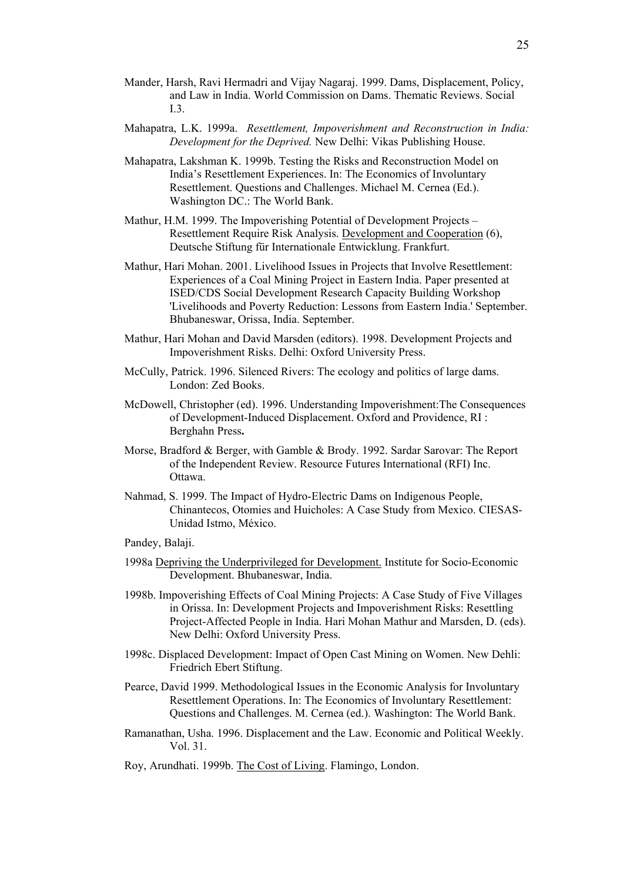Mander, Harsh, Ravi Hermadri and Vijay Nagaraj. 1999. Dams, Displacement, Policy, and Law in India. World Commission on Dams. Thematic Reviews. Social I.3.

Mahapatra, L.K. 1999a. *Resettlement, Impoverishment and Reconstruction in India: Development for the Deprived.* New Delhi: Vikas Publishing House.

Mahapatra, Lakshman K. 1999b. Testing the Risks and Reconstruction Model on India's Resettlement Experiences. In: The Economics of Involuntary Resettlement. Questions and Challenges. Michael M. Cernea (Ed.). Washington DC.: The World Bank.

Mathur, H.M. 1999. The Impoverishing Potential of Development Projects – Resettlement Require Risk Analysis. <u>Development and Cooperation</u> (6), Deutsche Stiftung für Internationale Entwicklung. Frankfurt.

Mathur, Hari Mohan. 2001. Livelihood Issues in Projects that Involve Resettlement: Experiences of a Coal Mining Project in Eastern India. Paper presented at ISED/CDS Social Development Research Capacity Building Workshop 'Livelihoods and Poverty Reduction: Lessons from Eastern India.' September. Bhubaneswar, Orissa, India. September.

Mathur, Hari Mohan and David Marsden (editors). 1998. Development Projects and Impoverishment Risks. Delhi: Oxford University Press.

McCully, Patrick. 1996. Silenced Rivers: The ecology and politics of large dams. London: Zed Books.

McDowell, Christopher (ed). 1996. Understanding Impoverishment:The Consequences of Development-Induced Displacement. Oxford and Providence, RI : Berghahn Press**.**

Morse, Bradford & Berger, with Gamble & Brody. 1992. Sardar Sarovar: The Report of the Independent Review. Resource Futures International (RFI) Inc. Ottawa.

Nahmad, S. 1999. The Impact of Hydro-Electric Dams on Indigenous People, Chinantecos, Otomies and Huicholes: A Case Study from Mexico. CIESAS-Unidad Istmo, México.

Pandey, Balaji.

1998a <u>Depriving the Underprivileged for Development.</u> Institute for Socio-Economic Development. Bhubaneswar, India.

1998b. Impoverishing Effects of Coal Mining Projects: A Case Study of Five Villages in Orissa. In: Development Projects and Impoverishment Risks: Resettling Project-Affected People in India. Hari Mohan Mathur and Marsden, D. (eds). New Delhi: Oxford University Press.

1998c. Displaced Development: Impact of Open Cast Mining on Women. New Dehli: Friedrich Ebert Stiftung.

Pearce, David 1999. Methodological Issues in the Economic Analysis for Involuntary Resettlement Operations. In: The Economics of Involuntary Resettlement: Questions and Challenges. M. Cernea (ed.). Washington: The World Bank.

Ramanathan, Usha. 1996. Displacement and the Law. Economic and Political Weekly. Vol. 31.

Roy, Arundhati. 1999b. <u>The Cost of Living</u>. Flamingo, London.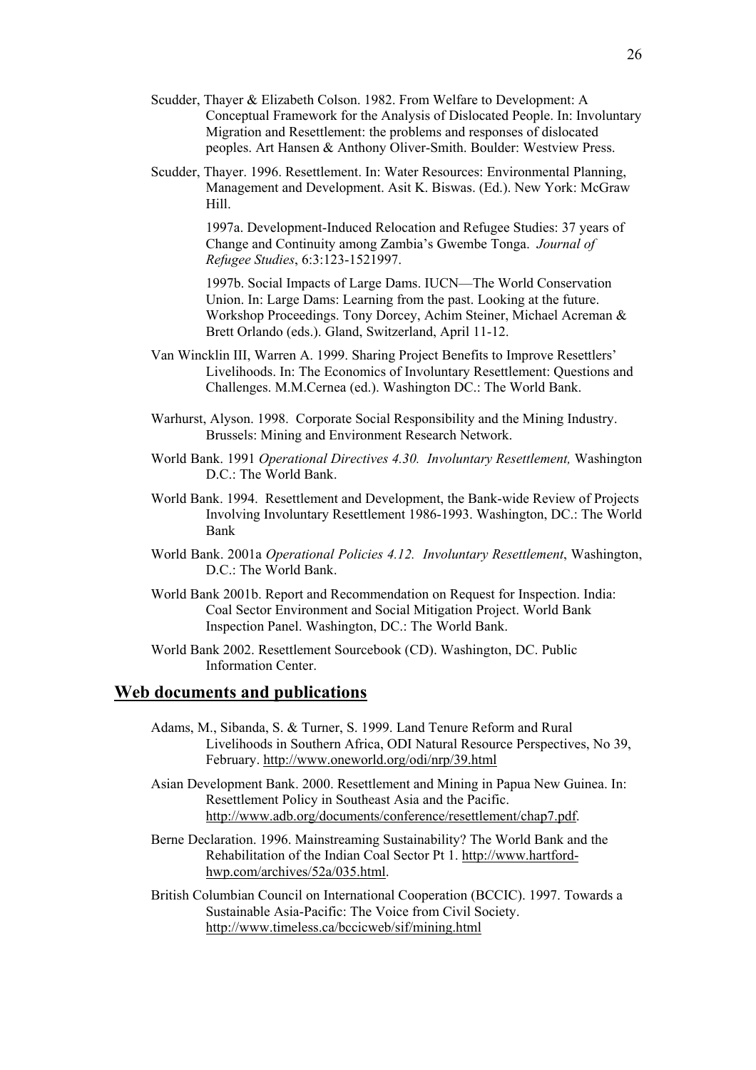Scudder, Thayer & Elizabeth Colson. 1982. From Welfare to Development: A Conceptual Framework for the Analysis of Dislocated People. In: Involuntary Migration and Resettlement: the problems and responses of dislocated peoples. Art Hansen & Anthony Oliver-Smith. Boulder: Westview Press.

Scudder, Thayer. 1996. Resettlement. In: Water Resources: Environmental Planning, Management and Development. Asit K. Biswas. (Ed.). New York: McGraw Hill.

1997a. Development-Induced Relocation and Refugee Studies: 37 years of Change and Continuity among Zambia's Gwembe Tonga. *Journal of Refugee Studies*, 6:3:123-1521997.

1997b. Social Impacts of Large Dams. IUCN—The World Conservation Union. In: Large Dams: Learning from the past. Looking at the future. Workshop Proceedings. Tony Dorcey, Achim Steiner, Michael Acreman & Brett Orlando (eds.). Gland, Switzerland, April 11-12.

Van Wincklin III, Warren A. 1999. Sharing Project Benefits to Improve Resettlers' Livelihoods. In: The Economics of Involuntary Resettlement: Questions and Challenges. M.M.Cernea (ed.). Washington DC.: The World Bank.

Warhurst, Alyson. 1998. Corporate Social Responsibility and the Mining Industry. Brussels: Mining and Environment Research Network.

World Bank. 1991 *Operational Directives 4.30. Involuntary Resettlement,* Washington D.C.: The World Bank.

World Bank. 1994. Resettlement and Development, the Bank-wide Review of Projects Involving Involuntary Resettlement 1986-1993. Washington, DC.: The World Bank

World Bank. 2001a *Operational Policies 4.12. Involuntary Resettlement*, Washington, D.C.: The World Bank.

World Bank 2001b. Report and Recommendation on Request for Inspection. India: Coal Sector Environment and Social Mitigation Project. World Bank Inspection Panel. Washington, DC.: The World Bank.

World Bank 2002. Resettlement Sourcebook (CD). Washington, DC. Public Information Center.

## Web documents and publications

Adams, M., Sibanda, S. & Turner, S. 1999. Land Tenure Reform and Rural Livelihoods in Southern Africa, ODI Natural Resource Perspectives, No 39, February. http://www.oneworld.org/odi/nrp/39.html

Asian Development Bank. 2000. Resettlement and Mining in Papua New Guinea. In: Resettlement Policy in Southeast Asia and the Pacific. http://www.adb.org/documents/conference/resettlement/chap7.pdf.

Berne Declaration. 1996. Mainstreaming Sustainability? The World Bank and the Rehabilitation of the Indian Coal Sector Pt 1. http://www.hartford-hwp.com/archives/52a/035.html.

British Columbian Council on International Cooperation (BCCIC). 1997. Towards a Sustainable Asia-Pacific: The Voice from Civil Society. http://www.timeless.ca/bccicweb/sif/mining.html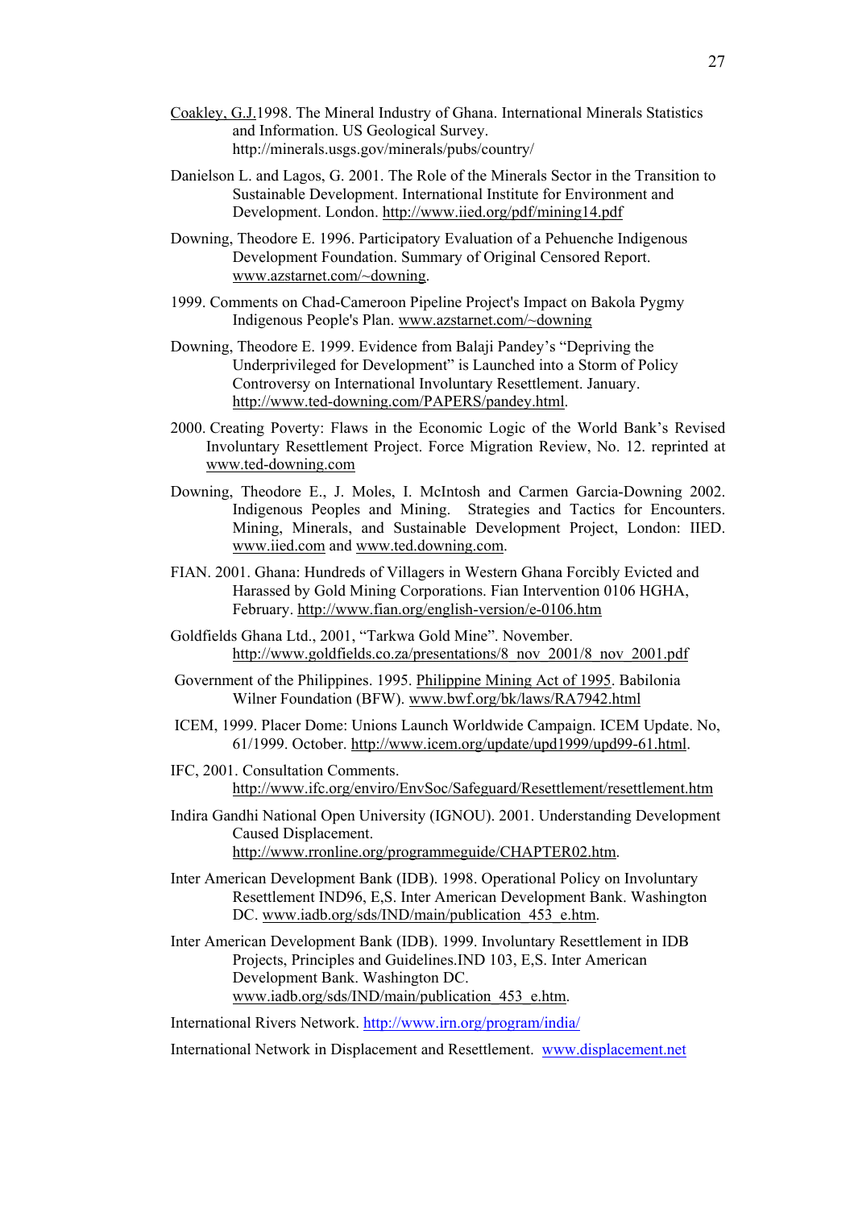Coakley, G.J.1998. The Mineral Industry of Ghana. International Minerals Statistics and Information. US Geological Survey. http://minerals.usgs.gov/minerals/pubs/country/

Danielson L. and Lagos, G. 2001. The Role of the Minerals Sector in the Transition to Sustainable Development. International Institute for Environment and Development. London. http://www.iied.org/pdf/mining14.pdf

Downing, Theodore E. 1996. Participatory Evaluation of a Pehuenche Indigenous Development Foundation. Summary of Original Censored Report. www.azstarnet.com/~downing.

1999. Comments on Chad-Cameroon Pipeline Project's Impact on Bakola Pygmy Indigenous People's Plan. www.azstarnet.com/~downing

Downing, Theodore E. 1999. Evidence from Balaji Pandey's "Depriving the Underprivileged for Development" is Launched into a Storm of Policy Controversy on International Involuntary Resettlement. January. http://www.ted-downing.com/PAPERS/pandey.html.

2000. Creating Poverty: Flaws in the Economic Logic of the World Bank's Revised Involuntary Resettlement Project. Force Migration Review, No. 12. reprinted at www.ted-downing.com

Downing, Theodore E., J. Moles, I. McIntosh and Carmen Garcia-Downing 2002. Indigenous Peoples and Mining. Strategies and Tactics for Encounters. Mining, Minerals, and Sustainable Development Project, London: IIED. www.iied.com and www.ted.downing.com.

FIAN. 2001. Ghana: Hundreds of Villagers in Western Ghana Forcibly Evicted and Harassed by Gold Mining Corporations. Fian Intervention 0106 HGHA, February. http://www.fian.org/english-version/e-0106.htm

Goldfields Ghana Ltd., 2001, "Tarkwa Gold Mine". November. http://www.goldfields.co.za/presentations/8_nov_2001/8_nov_2001.pdf

Government of the Philippines. 1995. Philippine Mining Act of 1995. Babilonia Wilner Foundation (BFW). www.bwf.org/bk/laws/RA7942.html

ICEM, 1999. Placer Dome: Unions Launch Worldwide Campaign. ICEM Update. No, 61/1999. October. http://www.icem.org/update/upd1999/upd99-61.html.

IFC, 2001. Consultation Comments. http://www.ifc.org/enviro/EnvSoc/Safeguard/Resettlement/resettlement.htm

Indira Gandhi National Open University (IGNOU). 2001. Understanding Development Caused Displacement. http://www.rronline.org/programmeguide/CHAPTER02.htm.

Inter American Development Bank (IDB). 1998. Operational Policy on Involuntary Resettlement IND96, E,S. Inter American Development Bank. Washington DC. www.iadb.org/sds/IND/main/publication_453_e.htm.

Inter American Development Bank (IDB). 1999. Involuntary Resettlement in IDB Projects, Principles and Guidelines.IND 103, E,S. Inter American Development Bank. Washington DC. www.iadb.org/sds/IND/main/publication_453_e.htm.

International Rivers Network. http://www.irn.org/program/india/

International Network in Displacement and Resettlement. www.displacement.net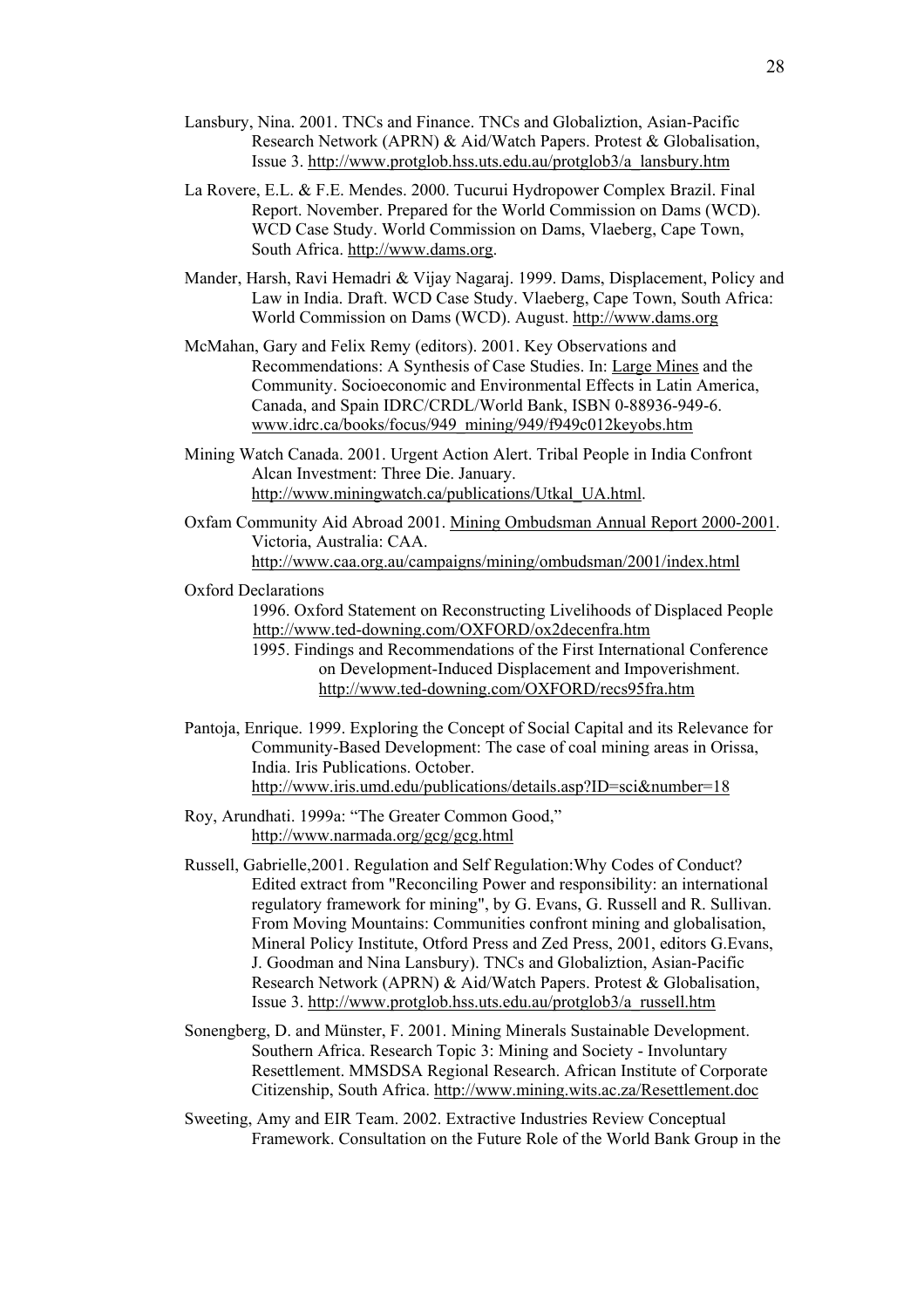Lansbury, Nina. 2001. TNCs and Finance. TNCs and Globaliztion, Asian-Pacific Research Network (APRN) & Aid/Watch Papers. Protest & Globalisation, Issue 3. http://www.protglob.hss.uts.edu.au/protglob3/a_lansbury.htm

La Rovere, E.L. & F.E. Mendes. 2000. Tucurui Hydropower Complex Brazil. Final Report. November. Prepared for the World Commission on Dams (WCD). WCD Case Study. World Commission on Dams, Vlaeberg, Cape Town, South Africa. http://www.dams.org.

Mander, Harsh, Ravi Hemadri & Vijay Nagaraj. 1999. Dams, Displacement, Policy and Law in India. Draft. WCD Case Study. Vlaeberg, Cape Town, South Africa: World Commission on Dams (WCD). August. http://www.dams.org

McMahan, Gary and Felix Remy (editors). 2001. Key Observations and Recommendations: A Synthesis of Case Studies. In: Large Mines and the Community. Socioeconomic and Environmental Effects in Latin America, Canada, and Spain IDRC/CRDL/World Bank, ISBN 0-88936-949-6. www.idrc.ca/books/focus/949_mining/949/f949c012keyobs.htm

Mining Watch Canada. 2001. Urgent Action Alert. Tribal People in India Confront Alcan Investment: Three Die. January. http://www.miningwatch.ca/publications/Utkal_UA.html.

Oxfam Community Aid Abroad 2001. Mining Ombudsman Annual Report 2000-2001. Victoria, Australia: CAA. http://www.caa.org.au/campaigns/mining/ombudsman/2001/index.html

Oxford Declarations

1996. Oxford Statement on Reconstructing Livelihoods of Displaced People http://www.ted-downing.com/OXFORD/ox2decenfra.htm

1995. Findings and Recommendations of the First International Conference on Development-Induced Displacement and Impoverishment. http://www.ted-downing.com/OXFORD/recs95fra.htm

Pantoja, Enrique. 1999. Exploring the Concept of Social Capital and its Relevance for Community-Based Development: The case of coal mining areas in Orissa, India. Iris Publications. October. http://www.iris.umd.edu/publications/details.asp?ID=sci&number=18

Roy, Arundhati. 1999a: "The Greater Common Good," http://www.narmada.org/gcg/gcg.html

Russell, Gabrielle,2001. Regulation and Self Regulation:Why Codes of Conduct? Edited extract from "Reconciling Power and responsibility: an international regulatory framework for mining", by G. Evans, G. Russell and R. Sullivan. From Moving Mountains: Communities confront mining and globalisation, Mineral Policy Institute, Otford Press and Zed Press, 2001, editors G.Evans, J. Goodman and Nina Lansbury). TNCs and Globaliztion, Asian-Pacific Research Network (APRN) & Aid/Watch Papers. Protest & Globalisation, Issue 3. http://www.protglob.hss.uts.edu.au/protglob3/a_russell.htm

Sonengberg, D. and Münster, F. 2001. Mining Minerals Sustainable Development. Southern Africa. Research Topic 3: Mining and Society - Involuntary Resettlement. MMSDSA Regional Research. African Institute of Corporate Citizenship, South Africa. http://www.mining.wits.ac.za/Resettlement.doc

Sweeting, Amy and EIR Team. 2002. Extractive Industries Review Conceptual Framework. Consultation on the Future Role of the World Bank Group in the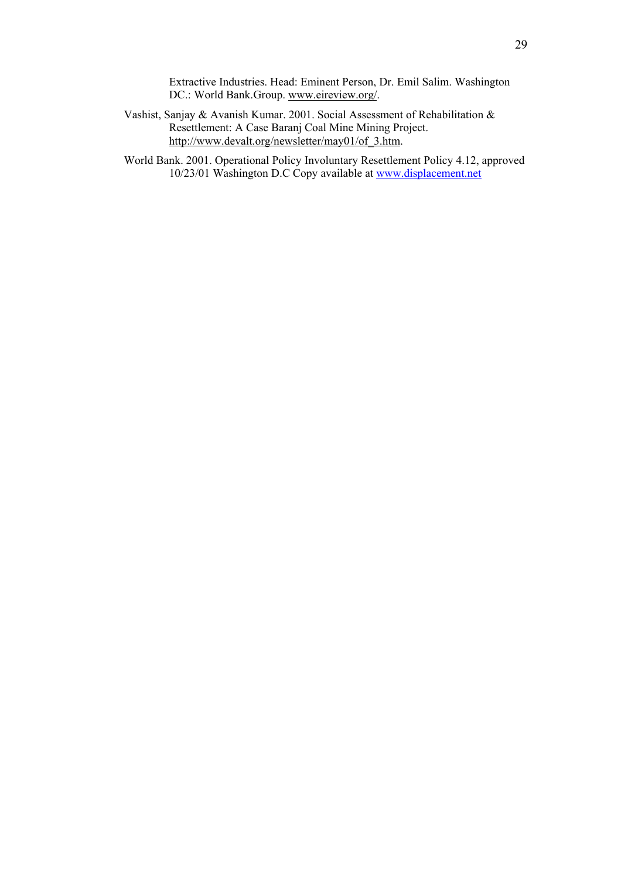Extractive Industries. Head: Eminent Person, Dr. Emil Salim. Washington DC.: World Bank.Group. www.eireview.org/.

Vashist, Sanjay & Avanish Kumar. 2001. Social Assessment of Rehabilitation & Resettlement: A Case Baranj Coal Mine Mining Project. http://www.devalt.org/newsletter/may01/of_3.htm.

World Bank. 2001. Operational Policy Involuntary Resettlement Policy 4.12, approved 10/23/01 Washington D.C Copy available at www.displacement.net